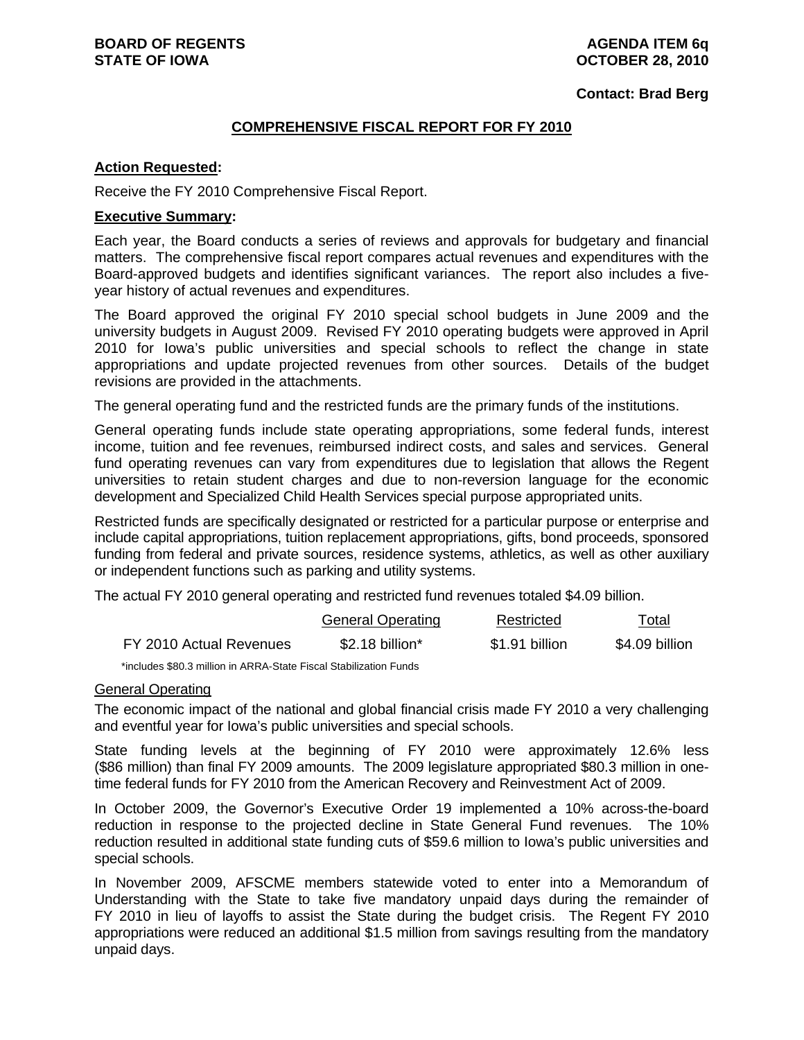**BOARD OF REGENTS**
**STATE OF IOWA**

**AGENDA ITEM 6q**
**OCTOBER 28, 2010**

**Contact: Brad Berg**

## COMPREHENSIVE FISCAL REPORT FOR FY 2010

**Action Requested:**

Receive the FY 2010 Comprehensive Fiscal Report.

**Executive Summary:**

Each year, the Board conducts a series of reviews and approvals for budgetary and financial matters. The comprehensive fiscal report compares actual revenues and expenditures with the Board-approved budgets and identifies significant variances. The report also includes a five-year history of actual revenues and expenditures.

The Board approved the original FY 2010 special school budgets in June 2009 and the university budgets in August 2009. Revised FY 2010 operating budgets were approved in April 2010 for Iowa's public universities and special schools to reflect the change in state appropriations and update projected revenues from other sources. Details of the budget revisions are provided in the attachments.

The general operating fund and the restricted funds are the primary funds of the institutions.

General operating funds include state operating appropriations, some federal funds, interest income, tuition and fee revenues, reimbursed indirect costs, and sales and services. General fund operating revenues can vary from expenditures due to legislation that allows the Regent universities to retain student charges and due to non-reversion language for the economic development and Specialized Child Health Services special purpose appropriated units.

Restricted funds are specifically designated or restricted for a particular purpose or enterprise and include capital appropriations, tuition replacement appropriations, gifts, bond proceeds, sponsored funding from federal and private sources, residence systems, athletics, as well as other auxiliary or independent functions such as parking and utility systems.

The actual FY 2010 general operating and restricted fund revenues totaled $4.09 billion.

| | General Operating | Restricted | Total |
|---|---|---|---|
| FY 2010 Actual Revenues | $2.18 billion* | $1.91 billion | $4.09 billion |

*includes $80.3 million in ARRA-State Fiscal Stabilization Funds

General Operating

The economic impact of the national and global financial crisis made FY 2010 a very challenging and eventful year for Iowa's public universities and special schools.

State funding levels at the beginning of FY 2010 were approximately 12.6% less ($86 million) than final FY 2009 amounts. The 2009 legislature appropriated $80.3 million in one-time federal funds for FY 2010 from the American Recovery and Reinvestment Act of 2009.

In October 2009, the Governor's Executive Order 19 implemented a 10% across-the-board reduction in response to the projected decline in State General Fund revenues. The 10% reduction resulted in additional state funding cuts of $59.6 million to Iowa's public universities and special schools.

In November 2009, AFSCME members statewide voted to enter into a Memorandum of Understanding with the State to take five mandatory unpaid days during the remainder of FY 2010 in lieu of layoffs to assist the State during the budget crisis. The Regent FY 2010 appropriations were reduced an additional $1.5 million from savings resulting from the mandatory unpaid days.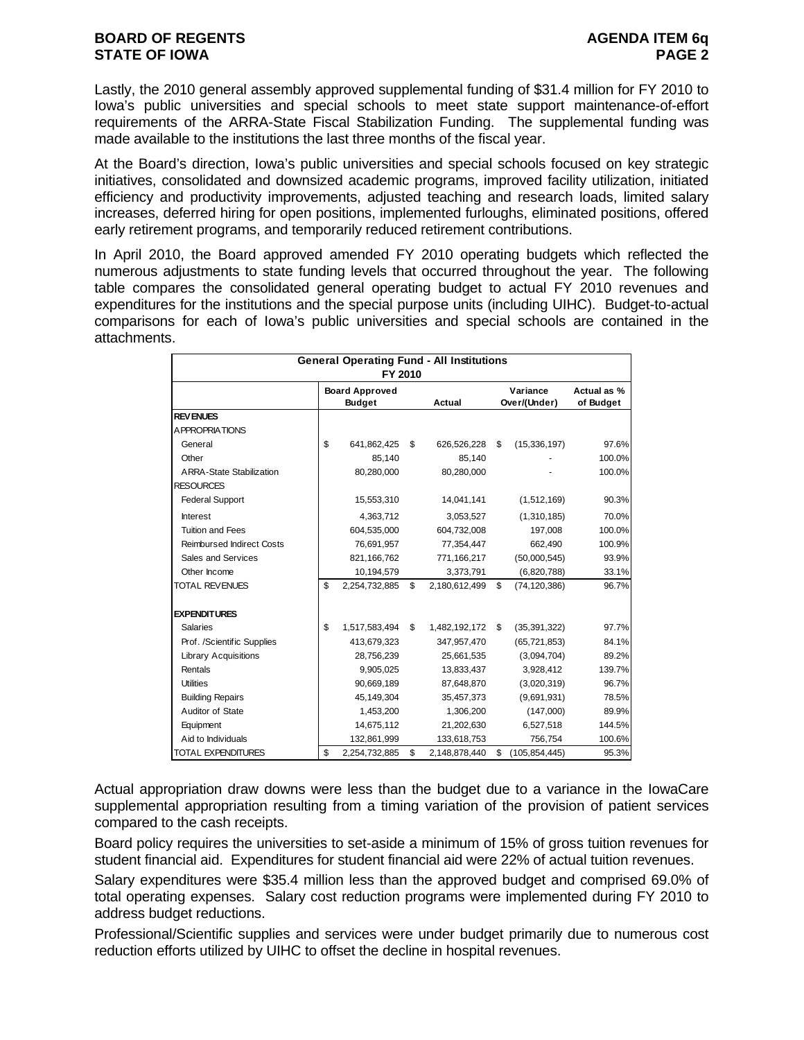Lastly, the 2010 general assembly approved supplemental funding of $31.4 million for FY 2010 to Iowa's public universities and special schools to meet state support maintenance-of-effort requirements of the ARRA-State Fiscal Stabilization Funding. The supplemental funding was made available to the institutions the last three months of the fiscal year.

At the Board's direction, Iowa's public universities and special schools focused on key strategic initiatives, consolidated and downsized academic programs, improved facility utilization, initiated efficiency and productivity improvements, adjusted teaching and research loads, limited salary increases, deferred hiring for open positions, implemented furloughs, eliminated positions, offered early retirement programs, and temporarily reduced retirement contributions.

In April 2010, the Board approved amended FY 2010 operating budgets which reflected the numerous adjustments to state funding levels that occurred throughout the year. The following table compares the consolidated general operating budget to actual FY 2010 revenues and expenditures for the institutions and the special purpose units (including UIHC). Budget-to-actual comparisons for each of Iowa's public universities and special schools are contained in the attachments.

| General Operating Fund - All Institutions FY 2010 | | | | |
|---|---|---|---|---|
| | Board Approved Budget | Actual | Variance Over/(Under) | Actual as % of Budget |
| **REVENUES** | | | | |
| APPROPRIATIONS | | | | |
| General | $ 641,862,425 | $ 626,526,228 | $ (15,336,197) | 97.6% |
| Other | 85,140 | 85,140 | - | 100.0% |
| ARRA-State Stabilization | 80,280,000 | 80,280,000 | - | 100.0% |
| RESOURCES | | | | |
| Federal Support | 15,553,310 | 14,041,141 | (1,512,169) | 90.3% |
| Interest | 4,363,712 | 3,053,527 | (1,310,185) | 70.0% |
| Tuition and Fees | 604,535,000 | 604,732,008 | 197,008 | 100.0% |
| Reimbursed Indirect Costs | 76,691,957 | 77,354,447 | 662,490 | 100.9% |
| Sales and Services | 821,166,762 | 771,166,217 | (50,000,545) | 93.9% |
| Other Income | 10,194,579 | 3,373,791 | (6,820,788) | 33.1% |
| TOTAL REVENUES | $ 2,254,732,885 | $ 2,180,612,499 | $ (74,120,386) | 96.7% |
| | | | | |
| **EXPENDITURES** | | | | |
| Salaries | $ 1,517,583,494 | $ 1,482,192,172 | $ (35,391,322) | 97.7% |
| Prof. /Scientific Supplies | 413,679,323 | 347,957,470 | (65,721,853) | 84.1% |
| Library Acquisitions | 28,756,239 | 25,661,535 | (3,094,704) | 89.2% |
| Rentals | 9,905,025 | 13,833,437 | 3,928,412 | 139.7% |
| Utilities | 90,669,189 | 87,648,870 | (3,020,319) | 96.7% |
| Building Repairs | 45,149,304 | 35,457,373 | (9,691,931) | 78.5% |
| Auditor of State | 1,453,200 | 1,306,200 | (147,000) | 89.9% |
| Equipment | 14,675,112 | 21,202,630 | 6,527,518 | 144.5% |
| Aid to Individuals | 132,861,999 | 133,618,753 | 756,754 | 100.6% |
| TOTAL EXPENDITURES | $ 2,254,732,885 | $ 2,148,878,440 | $ (105,854,445) | 95.3% |

Actual appropriation draw downs were less than the budget due to a variance in the IowaCare supplemental appropriation resulting from a timing variation of the provision of patient services compared to the cash receipts.

Board policy requires the universities to set-aside a minimum of 15% of gross tuition revenues for student financial aid. Expenditures for student financial aid were 22% of actual tuition revenues.

Salary expenditures were $35.4 million less than the approved budget and comprised 69.0% of total operating expenses. Salary cost reduction programs were implemented during FY 2010 to address budget reductions.

Professional/Scientific supplies and services were under budget primarily due to numerous cost reduction efforts utilized by UIHC to offset the decline in hospital revenues.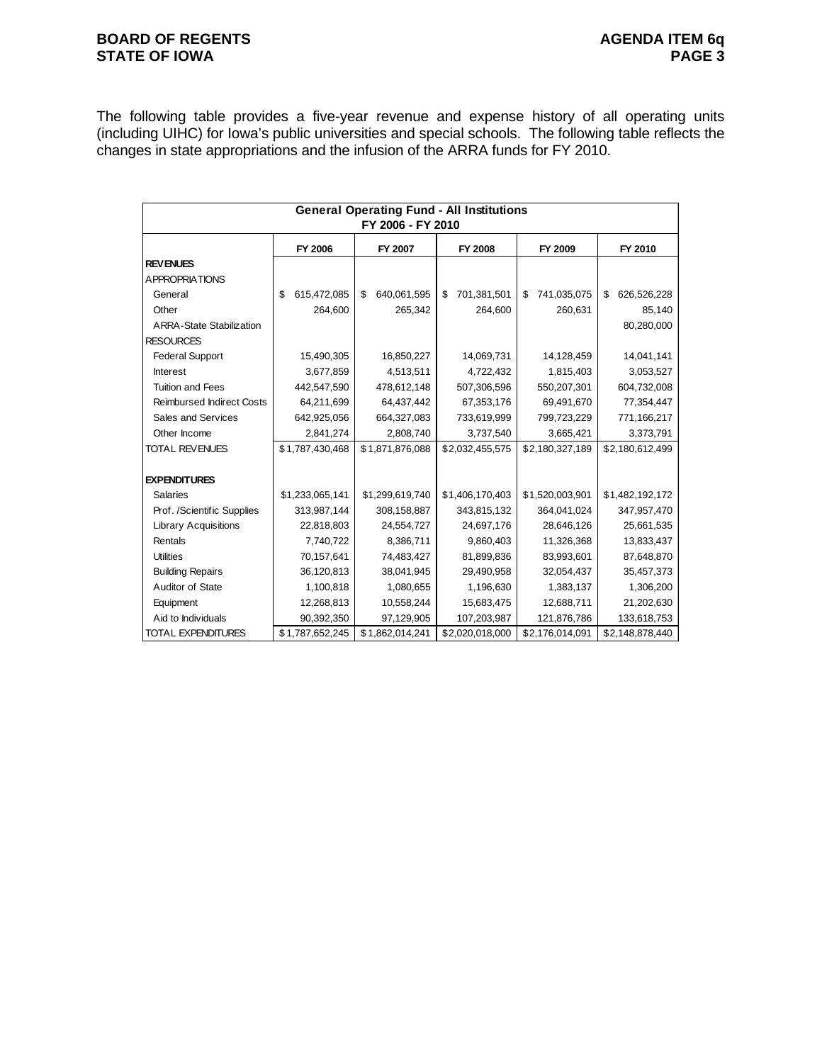The following table provides a five-year revenue and expense history of all operating units (including UIHC) for Iowa's public universities and special schools. The following table reflects the changes in state appropriations and the infusion of the ARRA funds for FY 2010.

| General Operating Fund - All Institutions FY 2006 - FY 2010 | | | | | |
|---|---|---|---|---|---|
| | FY 2006 | FY 2007 | FY 2008 | FY 2009 | FY 2010 |
| **REVENUES** | | | | | |
| APPROPRIATIONS | | | | | |
| General | $ 615,472,085 | $ 640,061,595 | $ 701,381,501 | $ 741,035,075 | $ 626,526,228 |
| Other | 264,600 | 265,342 | 264,600 | 260,631 | 85,140 |
| ARRA-State Stabilization | | | | | 80,280,000 |
| RESOURCES | | | | | |
| Federal Support | 15,490,305 | 16,850,227 | 14,069,731 | 14,128,459 | 14,041,141 |
| Interest | 3,677,859 | 4,513,511 | 4,722,432 | 1,815,403 | 3,053,527 |
| Tuition and Fees | 442,547,590 | 478,612,148 | 507,306,596 | 550,207,301 | 604,732,008 |
| Reimbursed Indirect Costs | 64,211,699 | 64,437,442 | 67,353,176 | 69,491,670 | 77,354,447 |
| Sales and Services | 642,925,056 | 664,327,083 | 733,619,999 | 799,723,229 | 771,166,217 |
| Other Income | 2,841,274 | 2,808,740 | 3,737,540 | 3,665,421 | 3,373,791 |
| TOTAL REVENUES | $1,787,430,468 | $1,871,876,088 | $2,032,455,575 | $2,180,327,189 | $2,180,612,499 |
| | | | | | |
| **EXPENDITURES** | | | | | |
| Salaries | $1,233,065,141 | $1,299,619,740 | $1,406,170,403 | $1,520,003,901 | $1,482,192,172 |
| Prof. /Scientific Supplies | 313,987,144 | 308,158,887 | 343,815,132 | 364,041,024 | 347,957,470 |
| Library Acquisitions | 22,818,803 | 24,554,727 | 24,697,176 | 28,646,126 | 25,661,535 |
| Rentals | 7,740,722 | 8,386,711 | 9,860,403 | 11,326,368 | 13,833,437 |
| Utilities | 70,157,641 | 74,483,427 | 81,899,836 | 83,993,601 | 87,648,870 |
| Building Repairs | 36,120,813 | 38,041,945 | 29,490,958 | 32,054,437 | 35,457,373 |
| Auditor of State | 1,100,818 | 1,080,655 | 1,196,630 | 1,383,137 | 1,306,200 |
| Equipment | 12,268,813 | 10,558,244 | 15,683,475 | 12,688,711 | 21,202,630 |
| Aid to Individuals | 90,392,350 | 97,129,905 | 107,203,987 | 121,876,786 | 133,618,753 |
| TOTAL EXPENDITURES | $1,787,652,245 | $1,862,014,241 | $2,020,018,000 | $2,176,014,091 | $2,148,878,440 |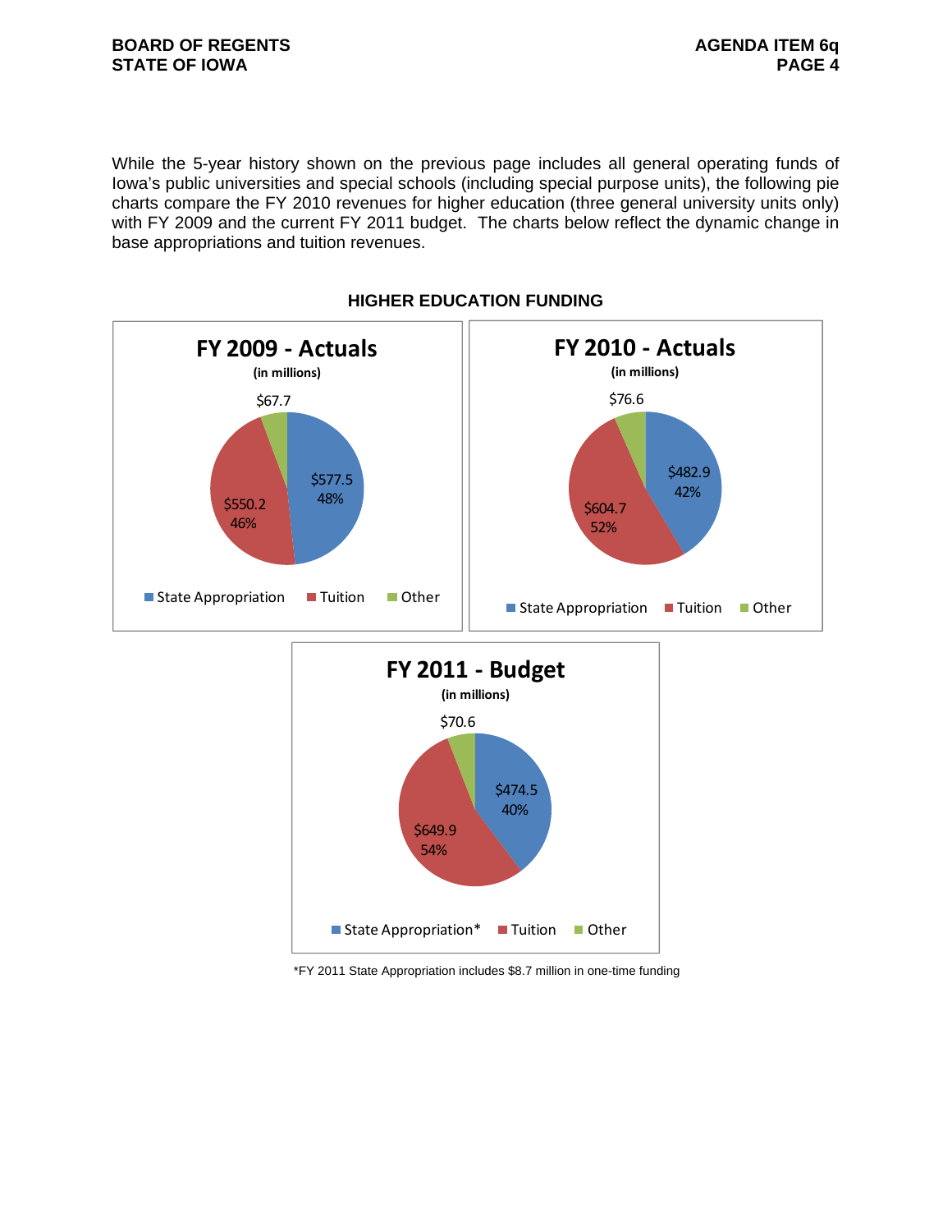While the 5-year history shown on the previous page includes all general operating funds of Iowa's public universities and special schools (including special purpose units), the following pie charts compare the FY 2010 revenues for higher education (three general university units only) with FY 2009 and the current FY 2011 budget. The charts below reflect the dynamic change in base appropriations and tuition revenues.

**HIGHER EDUCATION FUNDING**

**FY 2009 - Actuals**
(in millions)

| | Amount | Percent |
|---|---|---|
| State Appropriation | $577.5 | 48% |
| Tuition | $550.2 | 46% |
| Other | $67.7 | |

**FY 2010 - Actuals**
(in millions)

| | Amount | Percent |
|---|---|---|
| State Appropriation | $482.9 | 42% |
| Tuition | $604.7 | 52% |
| Other | $76.6 | |

**FY 2011 - Budget**
(in millions)

| | Amount | Percent |
|---|---|---|
| State Appropriation* | $474.5 | 40% |
| Tuition | $649.9 | 54% |
| Other | $70.6 | |

*FY 2011 State Appropriation includes $8.7 million in one-time funding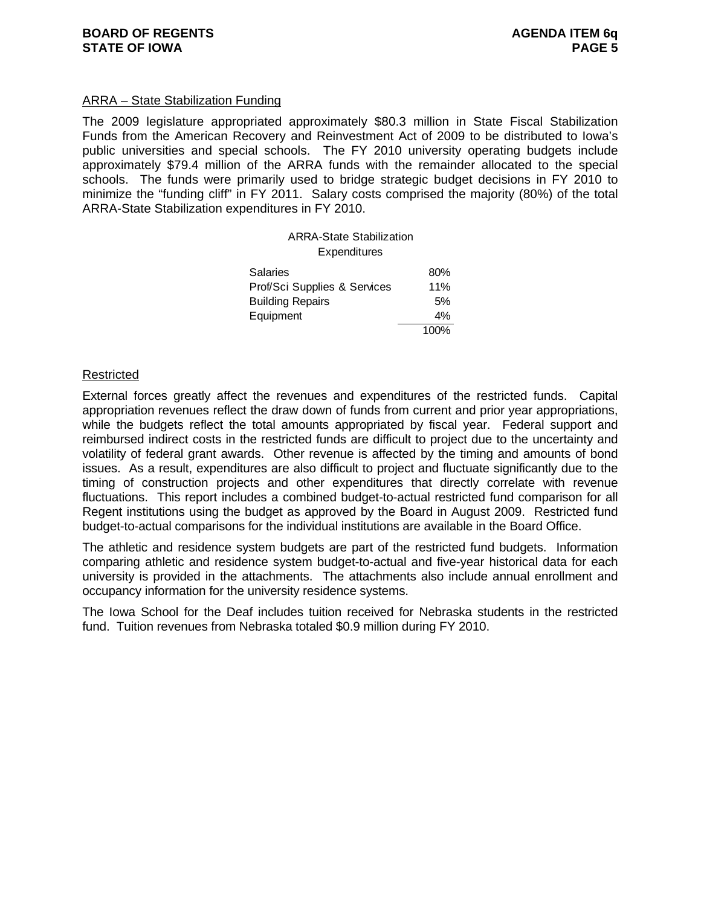ARRA – State Stabilization Funding

The 2009 legislature appropriated approximately $80.3 million in State Fiscal Stabilization Funds from the American Recovery and Reinvestment Act of 2009 to be distributed to Iowa's public universities and special schools. The FY 2010 university operating budgets include approximately $79.4 million of the ARRA funds with the remainder allocated to the special schools. The funds were primarily used to bridge strategic budget decisions in FY 2010 to minimize the "funding cliff" in FY 2011. Salary costs comprised the majority (80%) of the total ARRA-State Stabilization expenditures in FY 2010.

ARRA-State Stabilization
Expenditures

| | |
|---|---|
| Salaries | 80% |
| Prof/Sci Supplies & Services | 11% |
| Building Repairs | 5% |
| Equipment | 4% |
| | 100% |

Restricted

External forces greatly affect the revenues and expenditures of the restricted funds. Capital appropriation revenues reflect the draw down of funds from current and prior year appropriations, while the budgets reflect the total amounts appropriated by fiscal year. Federal support and reimbursed indirect costs in the restricted funds are difficult to project due to the uncertainty and volatility of federal grant awards. Other revenue is affected by the timing and amounts of bond issues. As a result, expenditures are also difficult to project and fluctuate significantly due to the timing of construction projects and other expenditures that directly correlate with revenue fluctuations. This report includes a combined budget-to-actual restricted fund comparison for all Regent institutions using the budget as approved by the Board in August 2009. Restricted fund budget-to-actual comparisons for the individual institutions are available in the Board Office.

The athletic and residence system budgets are part of the restricted fund budgets. Information comparing athletic and residence system budget-to-actual and five-year historical data for each university is provided in the attachments. The attachments also include annual enrollment and occupancy information for the university residence systems.

The Iowa School for the Deaf includes tuition received for Nebraska students in the restricted fund. Tuition revenues from Nebraska totaled $0.9 million during FY 2010.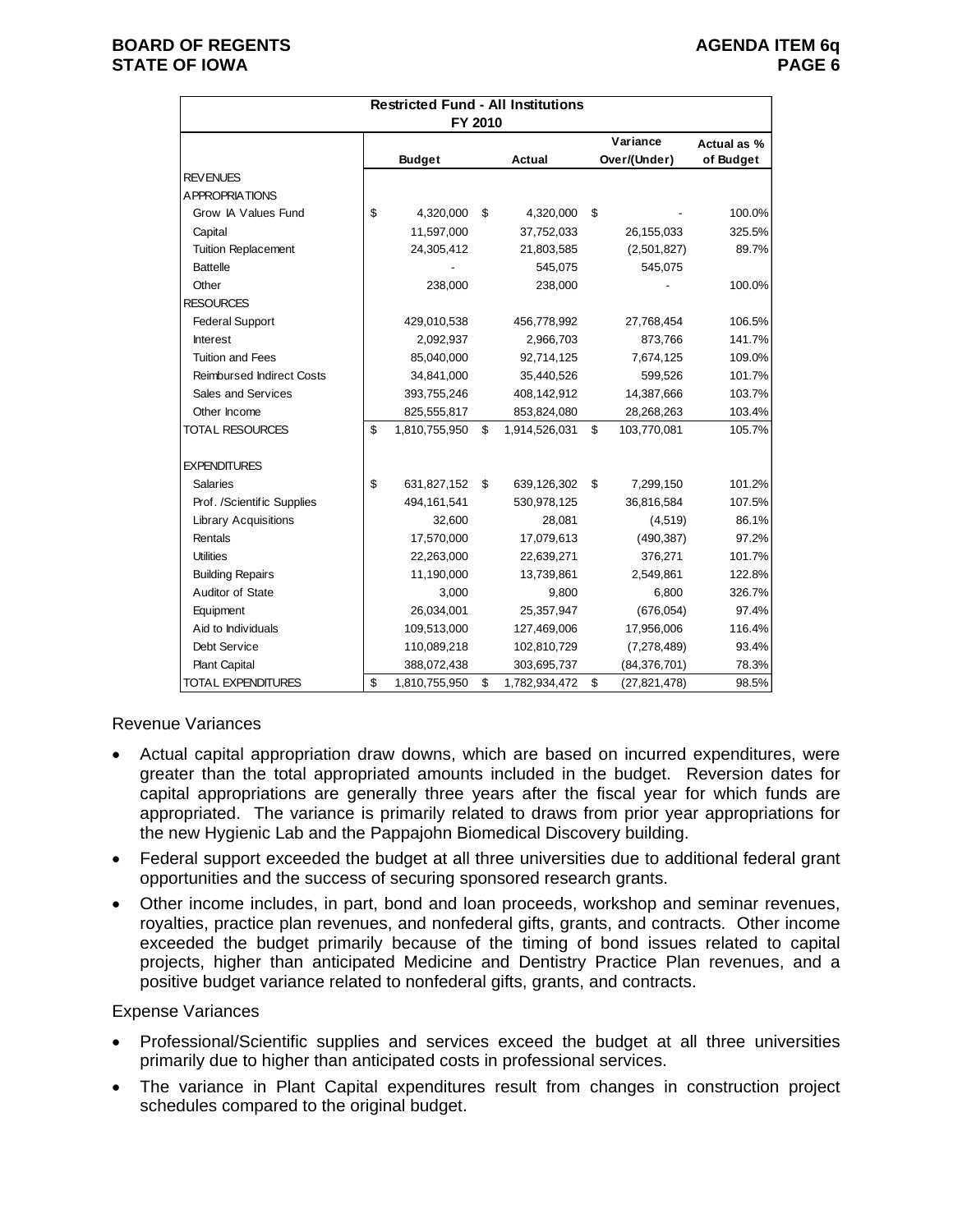| Restricted Fund - All Institutions FY 2010 | | | | |
|---|---|---|---|---|
| | Budget | Actual | Variance Over/(Under) | Actual as % of Budget |
| REVENUES | | | | |
| APPROPRIATIONS | | | | |
| Grow IA Values Fund | $ 4,320,000 | $ 4,320,000 | $ - | 100.0% |
| Capital | 11,597,000 | 37,752,033 | 26,155,033 | 325.5% |
| Tuition Replacement | 24,305,412 | 21,803,585 | (2,501,827) | 89.7% |
| Battelle | - | 545,075 | 545,075 | |
| Other | 238,000 | 238,000 | - | 100.0% |
| RESOURCES | | | | |
| Federal Support | 429,010,538 | 456,778,992 | 27,768,454 | 106.5% |
| Interest | 2,092,937 | 2,966,703 | 873,766 | 141.7% |
| Tuition and Fees | 85,040,000 | 92,714,125 | 7,674,125 | 109.0% |
| Reimbursed Indirect Costs | 34,841,000 | 35,440,526 | 599,526 | 101.7% |
| Sales and Services | 393,755,246 | 408,142,912 | 14,387,666 | 103.7% |
| Other Income | 825,555,817 | 853,824,080 | 28,268,263 | 103.4% |
| TOTAL RESOURCES | $ 1,810,755,950 | $ 1,914,526,031 | $ 103,770,081 | 105.7% |
| | | | | |
| EXPENDITURES | | | | |
| Salaries | $ 631,827,152 | $ 639,126,302 | $ 7,299,150 | 101.2% |
| Prof. /Scientific Supplies | 494,161,541 | 530,978,125 | 36,816,584 | 107.5% |
| Library Acquisitions | 32,600 | 28,081 | (4,519) | 86.1% |
| Rentals | 17,570,000 | 17,079,613 | (490,387) | 97.2% |
| Utilities | 22,263,000 | 22,639,271 | 376,271 | 101.7% |
| Building Repairs | 11,190,000 | 13,739,861 | 2,549,861 | 122.8% |
| Auditor of State | 3,000 | 9,800 | 6,800 | 326.7% |
| Equipment | 26,034,001 | 25,357,947 | (676,054) | 97.4% |
| Aid to Individuals | 109,513,000 | 127,469,006 | 17,956,006 | 116.4% |
| Debt Service | 110,089,218 | 102,810,729 | (7,278,489) | 93.4% |
| Plant Capital | 388,072,438 | 303,695,737 | (84,376,701) | 78.3% |
| TOTAL EXPENDITURES | $ 1,810,755,950 | $ 1,782,934,472 | $ (27,821,478) | 98.5% |

Revenue Variances

- Actual capital appropriation draw downs, which are based on incurred expenditures, were greater than the total appropriated amounts included in the budget. Reversion dates for capital appropriations are generally three years after the fiscal year for which funds are appropriated. The variance is primarily related to draws from prior year appropriations for the new Hygienic Lab and the Pappajohn Biomedical Discovery building.
- Federal support exceeded the budget at all three universities due to additional federal grant opportunities and the success of securing sponsored research grants.
- Other income includes, in part, bond and loan proceeds, workshop and seminar revenues, royalties, practice plan revenues, and nonfederal gifts, grants, and contracts. Other income exceeded the budget primarily because of the timing of bond issues related to capital projects, higher than anticipated Medicine and Dentistry Practice Plan revenues, and a positive budget variance related to nonfederal gifts, grants, and contracts.

Expense Variances

- Professional/Scientific supplies and services exceed the budget at all three universities primarily due to higher than anticipated costs in professional services.
- The variance in Plant Capital expenditures result from changes in construction project schedules compared to the original budget.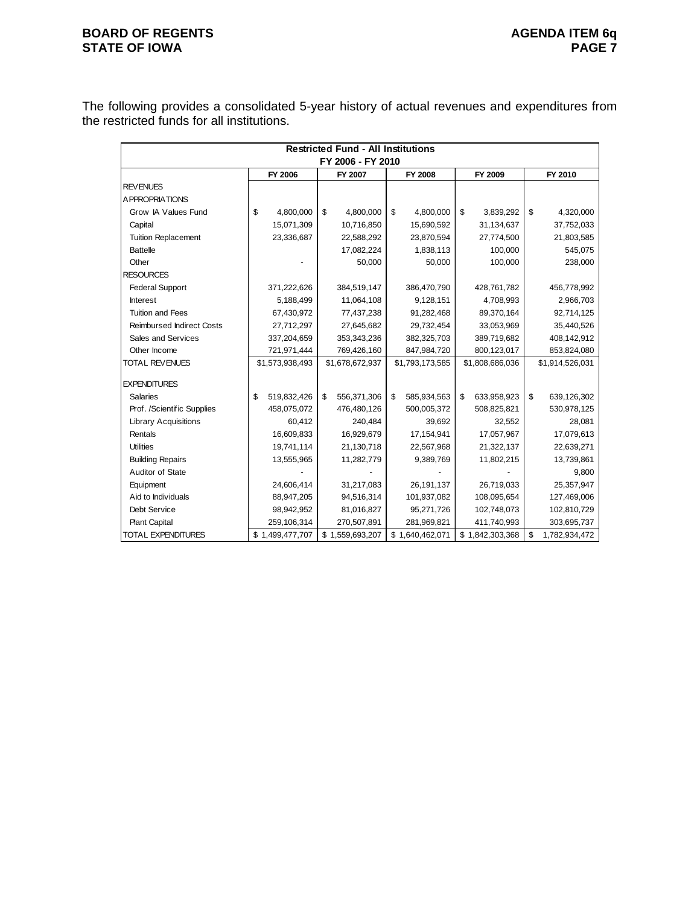The following provides a consolidated 5-year history of actual revenues and expenditures from the restricted funds for all institutions.

| Restricted Fund - All Institutions<br>FY 2006 - FY 2010 | | | | | |
|---|---|---|---|---|---|
| | FY 2006 | FY 2007 | FY 2008 | FY 2009 | FY 2010 |
| REVENUES | | | | | |
| APPROPRIATIONS | | | | | |
| Grow IA Values Fund | $ 4,800,000 | $ 4,800,000 | $ 4,800,000 | $ 3,839,292 | $ 4,320,000 |
| Capital | 15,071,309 | 10,716,850 | 15,690,592 | 31,134,637 | 37,752,033 |
| Tuition Replacement | 23,336,687 | 22,588,292 | 23,870,594 | 27,774,500 | 21,803,585 |
| Battelle | | 17,082,224 | 1,838,113 | 100,000 | 545,075 |
| Other | - | 50,000 | 50,000 | 100,000 | 238,000 |
| RESOURCES | | | | | |
| Federal Support | 371,222,626 | 384,519,147 | 386,470,790 | 428,761,782 | 456,778,992 |
| Interest | 5,188,499 | 11,064,108 | 9,128,151 | 4,708,993 | 2,966,703 |
| Tuition and Fees | 67,430,972 | 77,437,238 | 91,282,468 | 89,370,164 | 92,714,125 |
| Reimbursed Indirect Costs | 27,712,297 | 27,645,682 | 29,732,454 | 33,053,969 | 35,440,526 |
| Sales and Services | 337,204,659 | 353,343,236 | 382,325,703 | 389,719,682 | 408,142,912 |
| Other Income | 721,971,444 | 769,426,160 | 847,984,720 | 800,123,017 | 853,824,080 |
| TOTAL REVENUES | $1,573,938,493 | $1,678,672,937 | $1,793,173,585 | $1,808,686,036 | $1,914,526,031 |
| EXPENDITURES | | | | | |
| Salaries | $ 519,832,426 | $ 556,371,306 | $ 585,934,563 | $ 633,958,923 | $ 639,126,302 |
| Prof. /Scientific Supplies | 458,075,072 | 476,480,126 | 500,005,372 | 508,825,821 | 530,978,125 |
| Library Acquisitions | 60,412 | 240,484 | 39,692 | 32,552 | 28,081 |
| Rentals | 16,609,833 | 16,929,679 | 17,154,941 | 17,057,967 | 17,079,613 |
| Utilities | 19,741,114 | 21,130,718 | 22,567,968 | 21,322,137 | 22,639,271 |
| Building Repairs | 13,555,965 | 11,282,779 | 9,389,769 | 11,802,215 | 13,739,861 |
| Auditor of State | - | - | - | - | 9,800 |
| Equipment | 24,606,414 | 31,217,083 | 26,191,137 | 26,719,033 | 25,357,947 |
| Aid to Individuals | 88,947,205 | 94,516,314 | 101,937,082 | 108,095,654 | 127,469,006 |
| Debt Service | 98,942,952 | 81,016,827 | 95,271,726 | 102,748,073 | 102,810,729 |
| Plant Capital | 259,106,314 | 270,507,891 | 281,969,821 | 411,740,993 | 303,695,737 |
| TOTAL EXPENDITURES | $ 1,499,477,707 | $ 1,559,693,207 | $ 1,640,462,071 | $ 1,842,303,368 | $ 1,782,934,472 |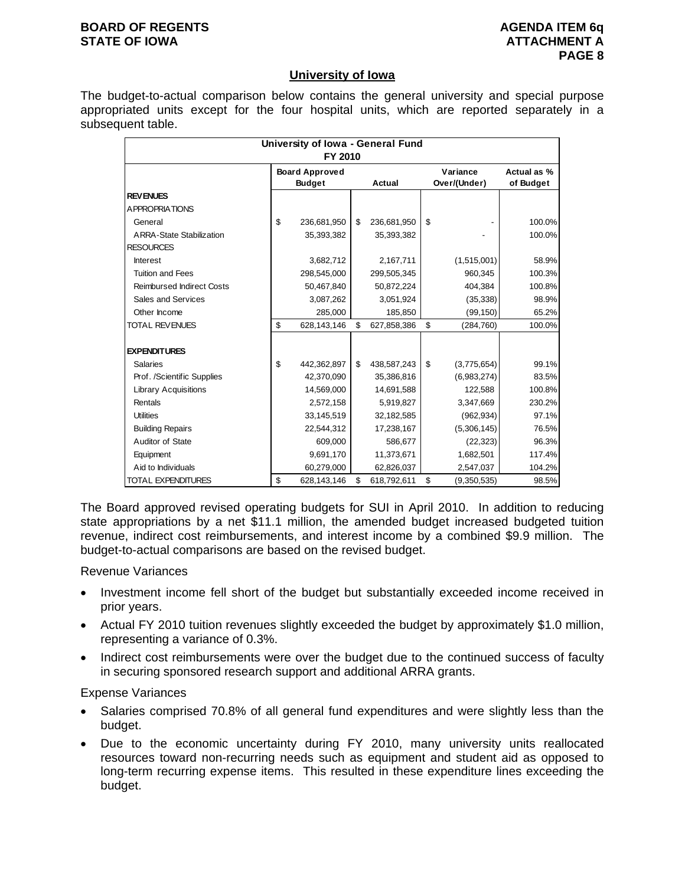## University of Iowa

The budget-to-actual comparison below contains the general university and special purpose appropriated units except for the four hospital units, which are reported separately in a subsequent table.

| University of Iowa - General Fund FY 2010 | Board Approved Budget | Actual | Variance Over/(Under) | Actual as % of Budget |
|---|---|---|---|---|
| **REVENUES** | | | | |
| APPROPRIATIONS | | | | |
| General | $ 236,681,950 | $ 236,681,950 | $ - | 100.0% |
| ARRA-State Stabilization | 35,393,382 | 35,393,382 | - | 100.0% |
| RESOURCES | | | | |
| Interest | 3,682,712 | 2,167,711 | (1,515,001) | 58.9% |
| Tuition and Fees | 298,545,000 | 299,505,345 | 960,345 | 100.3% |
| Reimbursed Indirect Costs | 50,467,840 | 50,872,224 | 404,384 | 100.8% |
| Sales and Services | 3,087,262 | 3,051,924 | (35,338) | 98.9% |
| Other Income | 285,000 | 185,850 | (99,150) | 65.2% |
| TOTAL REVENUES | $ 628,143,146 | $ 627,858,386 | $ (284,760) | 100.0% |
| | | | | |
| **EXPENDITURES** | | | | |
| Salaries | $ 442,362,897 | $ 438,587,243 | $ (3,775,654) | 99.1% |
| Prof. /Scientific Supplies | 42,370,090 | 35,386,816 | (6,983,274) | 83.5% |
| Library Acquisitions | 14,569,000 | 14,691,588 | 122,588 | 100.8% |
| Rentals | 2,572,158 | 5,919,827 | 3,347,669 | 230.2% |
| Utilities | 33,145,519 | 32,182,585 | (962,934) | 97.1% |
| Building Repairs | 22,544,312 | 17,238,167 | (5,306,145) | 76.5% |
| Auditor of State | 609,000 | 586,677 | (22,323) | 96.3% |
| Equipment | 9,691,170 | 11,373,671 | 1,682,501 | 117.4% |
| Aid to Individuals | 60,279,000 | 62,826,037 | 2,547,037 | 104.2% |
| TOTAL EXPENDITURES | $ 628,143,146 | $ 618,792,611 | $ (9,350,535) | 98.5% |

The Board approved revised operating budgets for SUI in April 2010. In addition to reducing state appropriations by a net $11.1 million, the amended budget increased budgeted tuition revenue, indirect cost reimbursements, and interest income by a combined $9.9 million. The budget-to-actual comparisons are based on the revised budget.

Revenue Variances

- Investment income fell short of the budget but substantially exceeded income received in prior years.
- Actual FY 2010 tuition revenues slightly exceeded the budget by approximately $1.0 million, representing a variance of 0.3%.
- Indirect cost reimbursements were over the budget due to the continued success of faculty in securing sponsored research support and additional ARRA grants.

Expense Variances

- Salaries comprised 70.8% of all general fund expenditures and were slightly less than the budget.
- Due to the economic uncertainty during FY 2010, many university units reallocated resources toward non-recurring needs such as equipment and student aid as opposed to long-term recurring expense items. This resulted in these expenditure lines exceeding the budget.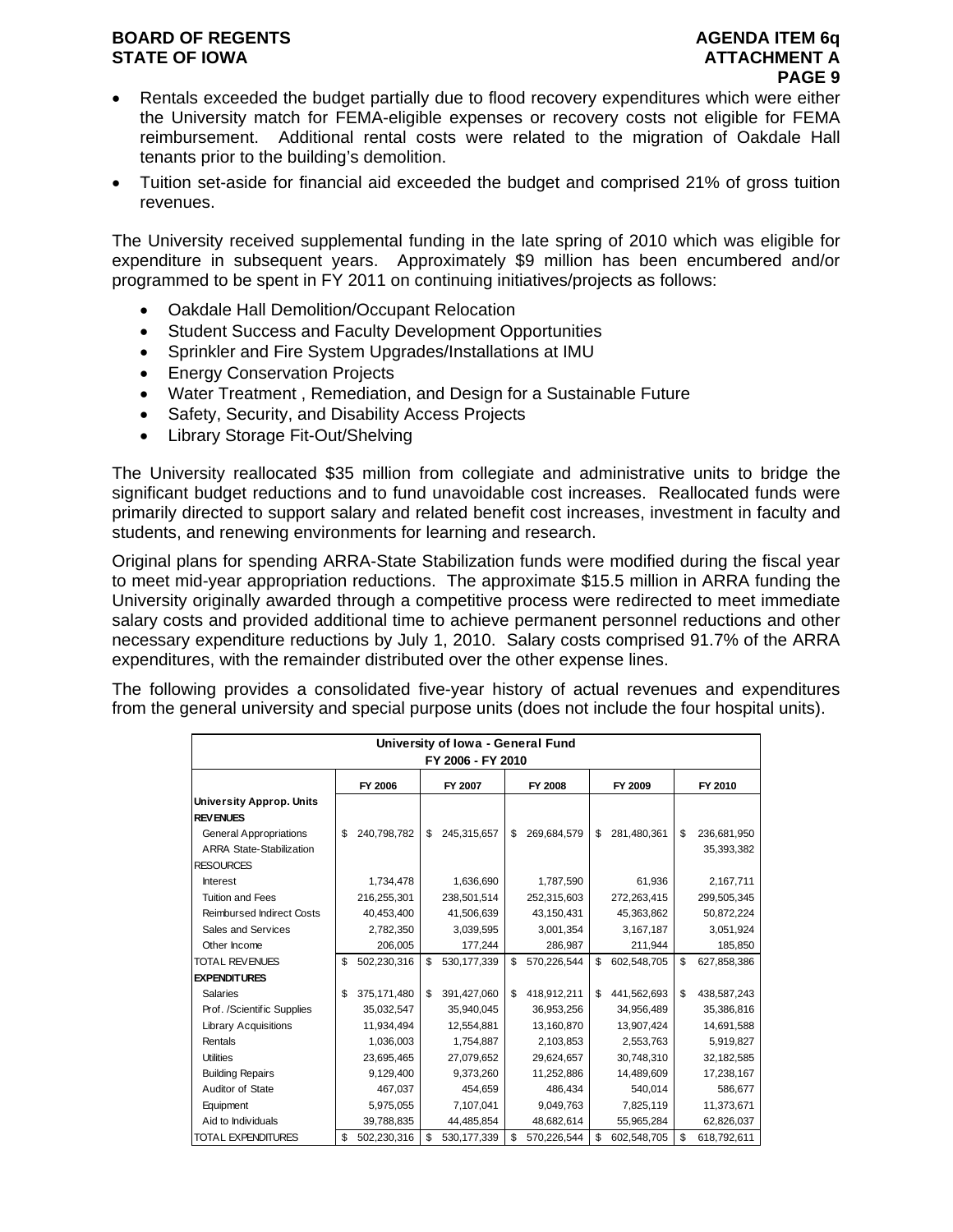- Rentals exceeded the budget partially due to flood recovery expenditures which were either the University match for FEMA-eligible expenses or recovery costs not eligible for FEMA reimbursement. Additional rental costs were related to the migration of Oakdale Hall tenants prior to the building's demolition.
- Tuition set-aside for financial aid exceeded the budget and comprised 21% of gross tuition revenues.

The University received supplemental funding in the late spring of 2010 which was eligible for expenditure in subsequent years. Approximately $9 million has been encumbered and/or programmed to be spent in FY 2011 on continuing initiatives/projects as follows:

- Oakdale Hall Demolition/Occupant Relocation
- Student Success and Faculty Development Opportunities
- Sprinkler and Fire System Upgrades/Installations at IMU
- Energy Conservation Projects
- Water Treatment , Remediation, and Design for a Sustainable Future
- Safety, Security, and Disability Access Projects
- Library Storage Fit-Out/Shelving

The University reallocated $35 million from collegiate and administrative units to bridge the significant budget reductions and to fund unavoidable cost increases. Reallocated funds were primarily directed to support salary and related benefit cost increases, investment in faculty and students, and renewing environments for learning and research.

Original plans for spending ARRA-State Stabilization funds were modified during the fiscal year to meet mid-year appropriation reductions. The approximate $15.5 million in ARRA funding the University originally awarded through a competitive process were redirected to meet immediate salary costs and provided additional time to achieve permanent personnel reductions and other necessary expenditure reductions by July 1, 2010. Salary costs comprised 91.7% of the ARRA expenditures, with the remainder distributed over the other expense lines.

The following provides a consolidated five-year history of actual revenues and expenditures from the general university and special purpose units (does not include the four hospital units).

**University of Iowa - General Fund**
**FY 2006 - FY 2010**

| | FY 2006 | FY 2007 | FY 2008 | FY 2009 | FY 2010 |
|---|---|---|---|---|---|
| **University Approp. Units** | | | | | |
| **REVENUES** | | | | | |
| General Appropriations | $ 240,798,782 | $ 245,315,657 | $ 269,684,579 | $ 281,480,361 | $ 236,681,950 |
| ARRA State-Stabilization | | | | | 35,393,382 |
| **RESOURCES** | | | | | |
| Interest | 1,734,478 | 1,636,690 | 1,787,590 | 61,936 | 2,167,711 |
| Tuition and Fees | 216,255,301 | 238,501,514 | 252,315,603 | 272,263,415 | 299,505,345 |
| Reimbursed Indirect Costs | 40,453,400 | 41,506,639 | 43,150,431 | 45,363,862 | 50,872,224 |
| Sales and Services | 2,782,350 | 3,039,595 | 3,001,354 | 3,167,187 | 3,051,924 |
| Other Income | 206,005 | 177,244 | 286,987 | 211,944 | 185,850 |
| TOTAL REVENUES | $ 502,230,316 | $ 530,177,339 | $ 570,226,544 | $ 602,548,705 | $ 627,858,386 |
| **EXPENDITURES** | | | | | |
| Salaries | $ 375,171,480 | $ 391,427,060 | $ 418,912,211 | $ 441,562,693 | $ 438,587,243 |
| Prof. /Scientific Supplies | 35,032,547 | 35,940,045 | 36,953,256 | 34,956,489 | 35,386,816 |
| Library Acquisitions | 11,934,494 | 12,554,881 | 13,160,870 | 13,907,424 | 14,691,588 |
| Rentals | 1,036,003 | 1,754,887 | 2,103,853 | 2,553,763 | 5,919,827 |
| Utilities | 23,695,465 | 27,079,652 | 29,624,657 | 30,748,310 | 32,182,585 |
| Building Repairs | 9,129,400 | 9,373,260 | 11,252,886 | 14,489,609 | 17,238,167 |
| Auditor of State | 467,037 | 454,659 | 486,434 | 540,014 | 586,677 |
| Equipment | 5,975,055 | 7,107,041 | 9,049,763 | 7,825,119 | 11,373,671 |
| Aid to Individuals | 39,788,835 | 44,485,854 | 48,682,614 | 55,965,284 | 62,826,037 |
| TOTAL EXPENDITURES | $ 502,230,316 | $ 530,177,339 | $ 570,226,544 | $ 602,548,705 | $ 618,792,611 |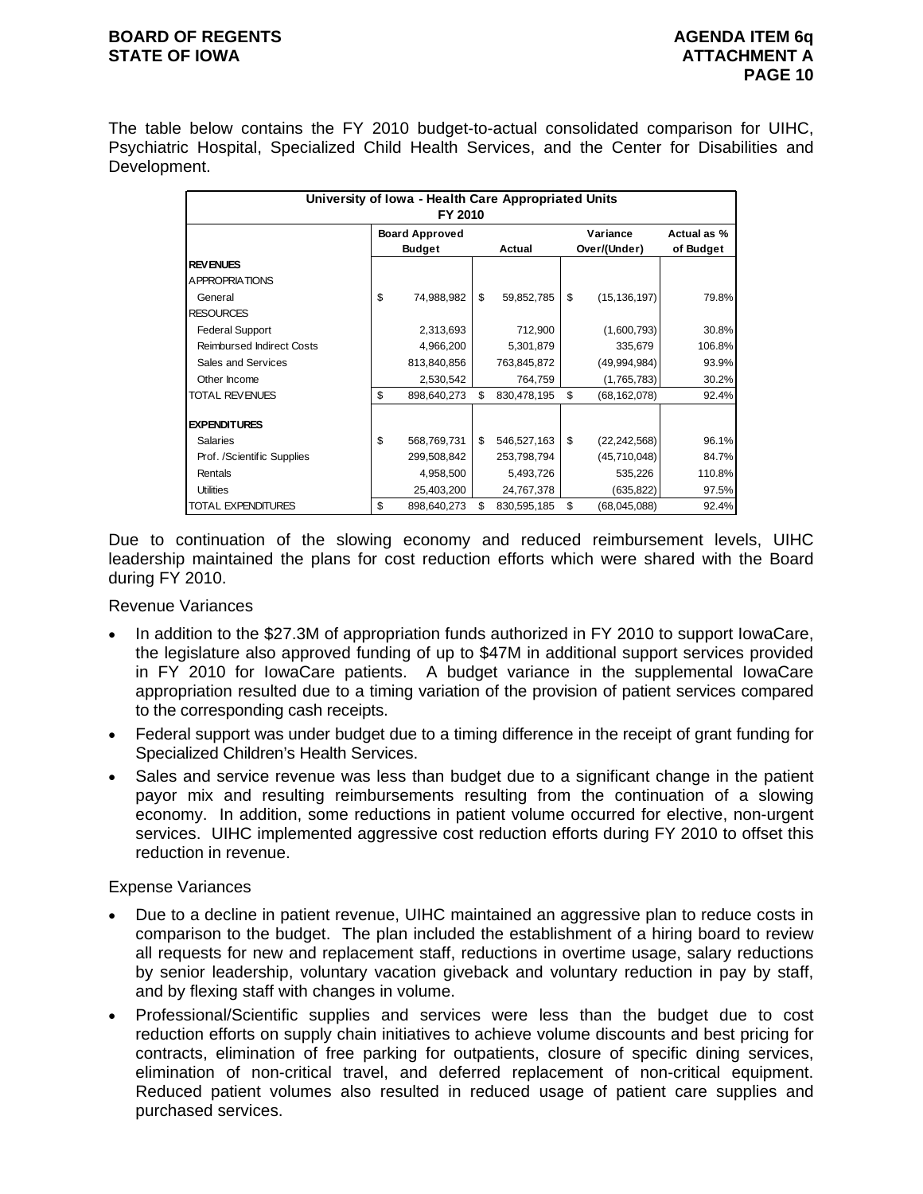The table below contains the FY 2010 budget-to-actual consolidated comparison for UIHC, Psychiatric Hospital, Specialized Child Health Services, and the Center for Disabilities and Development.

| University of Iowa - Health Care Appropriated Units FY 2010 | | | | |
|---|---|---|---|---|
| | Board Approved Budget | Actual | Variance Over/(Under) | Actual as % of Budget |
| **REVENUES** | | | | |
| APPROPRIATIONS | | | | |
| General | $ 74,988,982 | $ 59,852,785 | $ (15,136,197) | 79.8% |
| RESOURCES | | | | |
| Federal Support | 2,313,693 | 712,900 | (1,600,793) | 30.8% |
| Reimbursed Indirect Costs | 4,966,200 | 5,301,879 | 335,679 | 106.8% |
| Sales and Services | 813,840,856 | 763,845,872 | (49,994,984) | 93.9% |
| Other Income | 2,530,542 | 764,759 | (1,765,783) | 30.2% |
| TOTAL REVENUES | $ 898,640,273 | $ 830,478,195 | $ (68,162,078) | 92.4% |
| **EXPENDITURES** | | | | |
| Salaries | $ 568,769,731 | $ 546,527,163 | $ (22,242,568) | 96.1% |
| Prof. /Scientific Supplies | 299,508,842 | 253,798,794 | (45,710,048) | 84.7% |
| Rentals | 4,958,500 | 5,493,726 | 535,226 | 110.8% |
| Utilities | 25,403,200 | 24,767,378 | (635,822) | 97.5% |
| TOTAL EXPENDITURES | $ 898,640,273 | $ 830,595,185 | $ (68,045,088) | 92.4% |

Due to continuation of the slowing economy and reduced reimbursement levels, UIHC leadership maintained the plans for cost reduction efforts which were shared with the Board during FY 2010.

Revenue Variances

- In addition to the $27.3M of appropriation funds authorized in FY 2010 to support IowaCare, the legislature also approved funding of up to $47M in additional support services provided in FY 2010 for IowaCare patients. A budget variance in the supplemental IowaCare appropriation resulted due to a timing variation of the provision of patient services compared to the corresponding cash receipts.
- Federal support was under budget due to a timing difference in the receipt of grant funding for Specialized Children's Health Services.
- Sales and service revenue was less than budget due to a significant change in the patient payor mix and resulting reimbursements resulting from the continuation of a slowing economy. In addition, some reductions in patient volume occurred for elective, non-urgent services. UIHC implemented aggressive cost reduction efforts during FY 2010 to offset this reduction in revenue.

Expense Variances

- Due to a decline in patient revenue, UIHC maintained an aggressive plan to reduce costs in comparison to the budget. The plan included the establishment of a hiring board to review all requests for new and replacement staff, reductions in overtime usage, salary reductions by senior leadership, voluntary vacation giveback and voluntary reduction in pay by staff, and by flexing staff with changes in volume.
- Professional/Scientific supplies and services were less than the budget due to cost reduction efforts on supply chain initiatives to achieve volume discounts and best pricing for contracts, elimination of free parking for outpatients, closure of specific dining services, elimination of non-critical travel, and deferred replacement of non-critical equipment. Reduced patient volumes also resulted in reduced usage of patient care supplies and purchased services.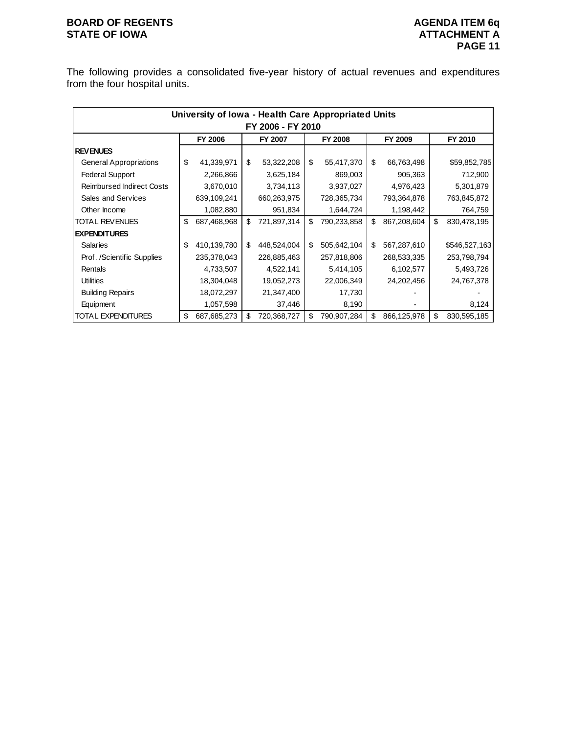The following provides a consolidated five-year history of actual revenues and expenditures from the four hospital units.

| University of Iowa - Health Care Appropriated Units FY 2006 - FY 2010 | | | | | |
|---|---|---|---|---|---|
| | FY 2006 | FY 2007 | FY 2008 | FY 2009 | FY 2010 |
| **REVENUES** | | | | | |
| General Appropriations | $ 41,339,971 | $ 53,322,208 | $ 55,417,370 | $ 66,763,498 | $59,852,785 |
| Federal Support | 2,266,866 | 3,625,184 | 869,003 | 905,363 | 712,900 |
| Reimbursed Indirect Costs | 3,670,010 | 3,734,113 | 3,937,027 | 4,976,423 | 5,301,879 |
| Sales and Services | 639,109,241 | 660,263,975 | 728,365,734 | 793,364,878 | 763,845,872 |
| Other Income | 1,082,880 | 951,834 | 1,644,724 | 1,198,442 | 764,759 |
| TOTAL REVENUES | $ 687,468,968 | $ 721,897,314 | $ 790,233,858 | $ 867,208,604 | $ 830,478,195 |
| **EXPENDITURES** | | | | | |
| Salaries | $ 410,139,780 | $ 448,524,004 | $ 505,642,104 | $ 567,287,610 | $546,527,163 |
| Prof. /Scientific Supplies | 235,378,043 | 226,885,463 | 257,818,806 | 268,533,335 | 253,798,794 |
| Rentals | 4,733,507 | 4,522,141 | 5,414,105 | 6,102,577 | 5,493,726 |
| Utilities | 18,304,048 | 19,052,273 | 22,006,349 | 24,202,456 | 24,767,378 |
| Building Repairs | 18,072,297 | 21,347,400 | 17,730 | - | - |
| Equipment | 1,057,598 | 37,446 | 8,190 | - | 8,124 |
| TOTAL EXPENDITURES | $ 687,685,273 | $ 720,368,727 | $ 790,907,284 | $ 866,125,978 | $ 830,595,185 |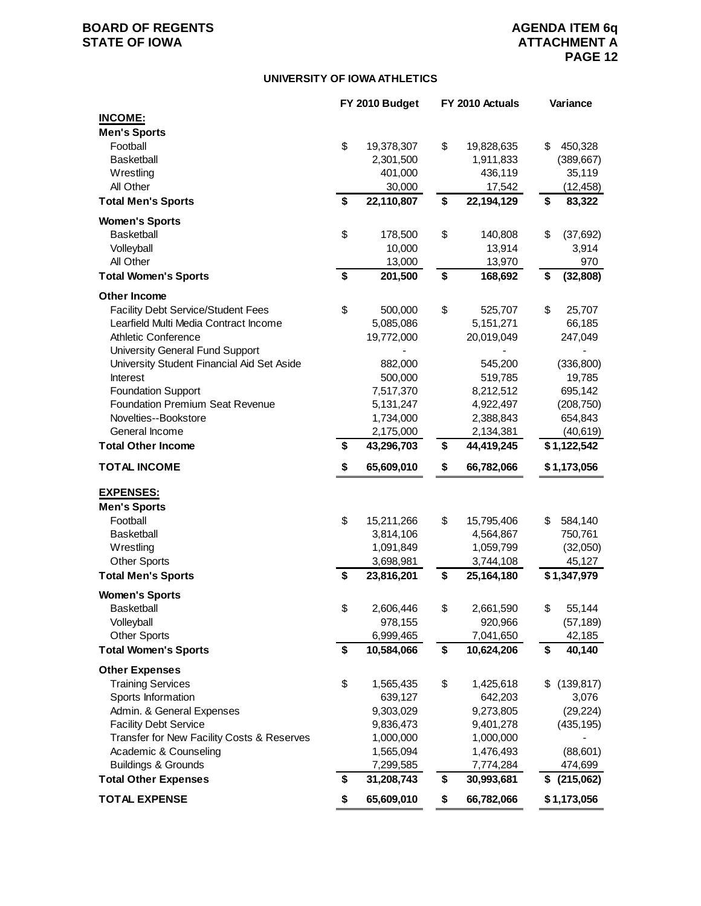BOARD OF REGENTS
STATE OF IOWA

AGENDA ITEM 6q
ATTACHMENT A
PAGE 12

## UNIVERSITY OF IOWA ATHLETICS

| | FY 2010 Budget | FY 2010 Actuals | Variance |
|---|---|---|---|
| **INCOME:** | | | |
| **Men's Sports** | | | |
| Football | $ 19,378,307 | $ 19,828,635 | $ 450,328 |
| Basketball | 2,301,500 | 1,911,833 | (389,667) |
| Wrestling | 401,000 | 436,119 | 35,119 |
| All Other | 30,000 | 17,542 | (12,458) |
| **Total Men's Sports** | **$ 22,110,807** | **$ 22,194,129** | **$ 83,322** |
| **Women's Sports** | | | |
| Basketball | $ 178,500 | $ 140,808 | $ (37,692) |
| Volleyball | 10,000 | 13,914 | 3,914 |
| All Other | 13,000 | 13,970 | 970 |
| **Total Women's Sports** | **$ 201,500** | **$ 168,692** | **$ (32,808)** |
| **Other Income** | | | |
| Facility Debt Service/Student Fees | $ 500,000 | $ 525,707 | $ 25,707 |
| Learfield Multi Media Contract Income | 5,085,086 | 5,151,271 | 66,185 |
| Athletic Conference | 19,772,000 | 20,019,049 | 247,049 |
| University General Fund Support | - | - | - |
| University Student Financial Aid Set Aside | 882,000 | 545,200 | (336,800) |
| Interest | 500,000 | 519,785 | 19,785 |
| Foundation Support | 7,517,370 | 8,212,512 | 695,142 |
| Foundation Premium Seat Revenue | 5,131,247 | 4,922,497 | (208,750) |
| Novelties--Bookstore | 1,734,000 | 2,388,843 | 654,843 |
| General Income | 2,175,000 | 2,134,381 | (40,619) |
| **Total Other Income** | **$ 43,296,703** | **$ 44,419,245** | **$ 1,122,542** |
| **TOTAL INCOME** | **$ 65,609,010** | **$ 66,782,066** | **$ 1,173,056** |
| **EXPENSES:** | | | |
| **Men's Sports** | | | |
| Football | $ 15,211,266 | $ 15,795,406 | $ 584,140 |
| Basketball | 3,814,106 | 4,564,867 | 750,761 |
| Wrestling | 1,091,849 | 1,059,799 | (32,050) |
| Other Sports | 3,698,981 | 3,744,108 | 45,127 |
| **Total Men's Sports** | **$ 23,816,201** | **$ 25,164,180** | **$ 1,347,979** |
| **Women's Sports** | | | |
| Basketball | $ 2,606,446 | $ 2,661,590 | $ 55,144 |
| Volleyball | 978,155 | 920,966 | (57,189) |
| Other Sports | 6,999,465 | 7,041,650 | 42,185 |
| **Total Women's Sports** | **$ 10,584,066** | **$ 10,624,206** | **$ 40,140** |
| **Other Expenses** | | | |
| Training Services | $ 1,565,435 | $ 1,425,618 | $ (139,817) |
| Sports Information | 639,127 | 642,203 | 3,076 |
| Admin. & General Expenses | 9,303,029 | 9,273,805 | (29,224) |
| Facility Debt Service | 9,836,473 | 9,401,278 | (435,195) |
| Transfer for New Facility Costs & Reserves | 1,000,000 | 1,000,000 | - |
| Academic & Counseling | 1,565,094 | 1,476,493 | (88,601) |
| Buildings & Grounds | 7,299,585 | 7,774,284 | 474,699 |
| **Total Other Expenses** | **$ 31,208,743** | **$ 30,993,681** | **$ (215,062)** |
| **TOTAL EXPENSE** | **$ 65,609,010** | **$ 66,782,066** | **$ 1,173,056** |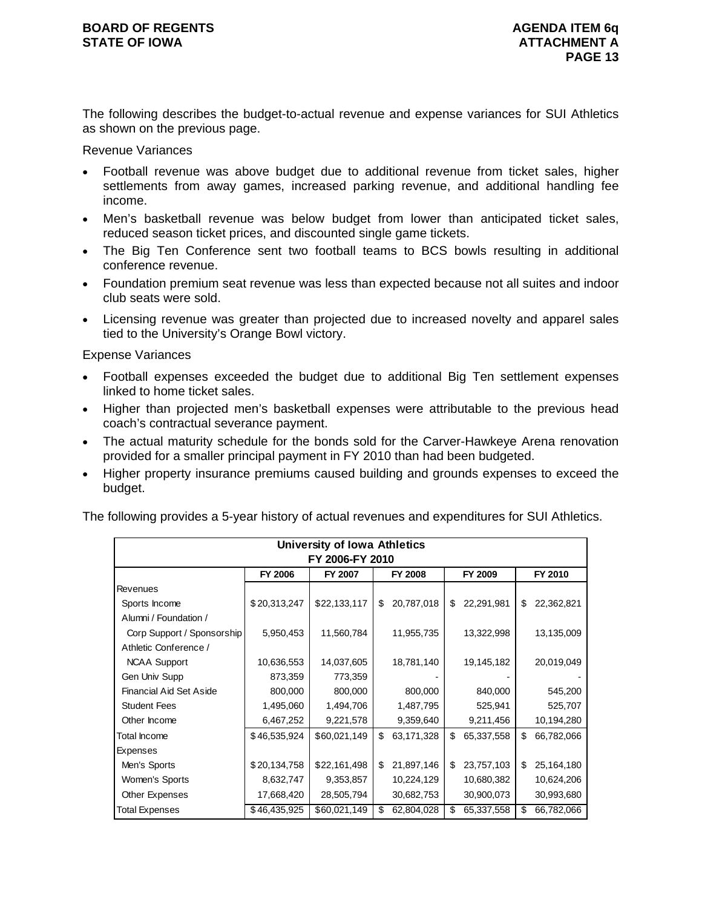The following describes the budget-to-actual revenue and expense variances for SUI Athletics as shown on the previous page.

Revenue Variances

- Football revenue was above budget due to additional revenue from ticket sales, higher settlements from away games, increased parking revenue, and additional handling fee income.
- Men's basketball revenue was below budget from lower than anticipated ticket sales, reduced season ticket prices, and discounted single game tickets.
- The Big Ten Conference sent two football teams to BCS bowls resulting in additional conference revenue.
- Foundation premium seat revenue was less than expected because not all suites and indoor club seats were sold.
- Licensing revenue was greater than projected due to increased novelty and apparel sales tied to the University's Orange Bowl victory.

Expense Variances

- Football expenses exceeded the budget due to additional Big Ten settlement expenses linked to home ticket sales.
- Higher than projected men's basketball expenses were attributable to the previous head coach's contractual severance payment.
- The actual maturity schedule for the bonds sold for the Carver-Hawkeye Arena renovation provided for a smaller principal payment in FY 2010 than had been budgeted.
- Higher property insurance premiums caused building and grounds expenses to exceed the budget.

The following provides a 5-year history of actual revenues and expenditures for SUI Athletics.

| University of Iowa Athletics FY 2006-FY 2010 | | | | | |
|---|---|---|---|---|---|
| | FY 2006 | FY 2007 | FY 2008 | FY 2009 | FY 2010 |
| Revenues | | | | | |
| Sports Income | $20,313,247 | $22,133,117 | $ 20,787,018 | $ 22,291,981 | $ 22,362,821 |
| Alumni / Foundation / Corp Support / Sponsorship | 5,950,453 | 11,560,784 | 11,955,735 | 13,322,998 | 13,135,009 |
| Athletic Conference / NCAA Support | 10,636,553 | 14,037,605 | 18,781,140 | 19,145,182 | 20,019,049 |
| Gen Univ Supp | 873,359 | 773,359 | - | - | - |
| Financial Aid Set Aside | 800,000 | 800,000 | 800,000 | 840,000 | 545,200 |
| Student Fees | 1,495,060 | 1,494,706 | 1,487,795 | 525,941 | 525,707 |
| Other Income | 6,467,252 | 9,221,578 | 9,359,640 | 9,211,456 | 10,194,280 |
| Total Income | $46,535,924 | $60,021,149 | $ 63,171,328 | $ 65,337,558 | $ 66,782,066 |
| Expenses | | | | | |
| Men's Sports | $20,134,758 | $22,161,498 | $ 21,897,146 | $ 23,757,103 | $ 25,164,180 |
| Women's Sports | 8,632,747 | 9,353,857 | 10,224,129 | 10,680,382 | 10,624,206 |
| Other Expenses | 17,668,420 | 28,505,794 | 30,682,753 | 30,900,073 | 30,993,680 |
| Total Expenses | $46,435,925 | $60,021,149 | $ 62,804,028 | $ 65,337,558 | $ 66,782,066 |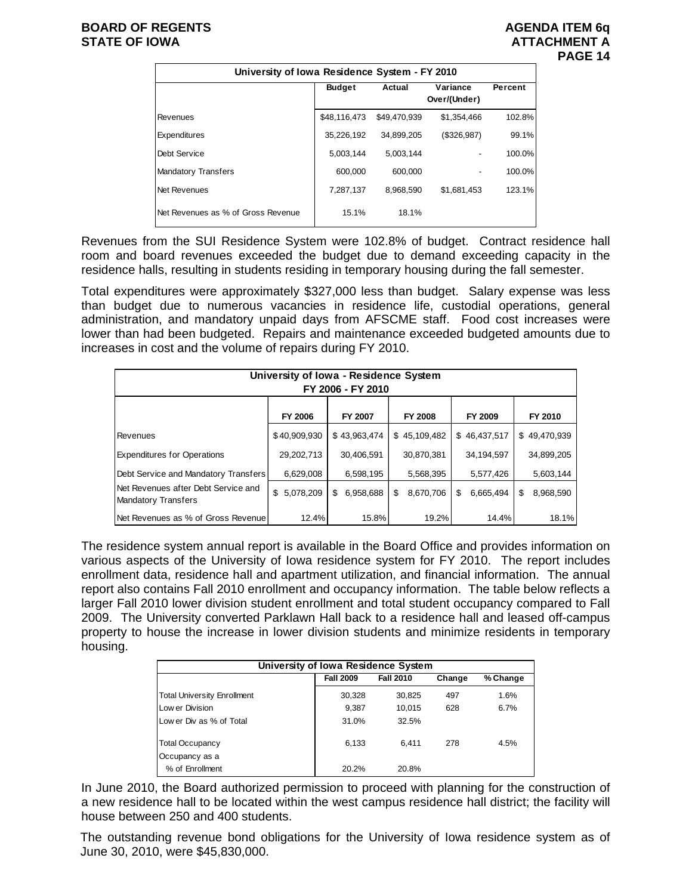| University of Iowa Residence System - FY 2010 | | | | |
|---|---|---|---|---|
| | Budget | Actual | Variance Over/(Under) | Percent |
| Revenues | $48,116,473 | $49,470,939 | $1,354,466 | 102.8% |
| Expenditures | 35,226,192 | 34,899,205 | ($326,987) | 99.1% |
| Debt Service | 5,003,144 | 5,003,144 | - | 100.0% |
| Mandatory Transfers | 600,000 | 600,000 | - | 100.0% |
| Net Revenues | 7,287,137 | 8,968,590 | $1,681,453 | 123.1% |
| Net Revenues as % of Gross Revenue | 15.1% | 18.1% | | |

Revenues from the SUI Residence System were 102.8% of budget. Contract residence hall room and board revenues exceeded the budget due to demand exceeding capacity in the residence halls, resulting in students residing in temporary housing during the fall semester.

Total expenditures were approximately $327,000 less than budget. Salary expense was less than budget due to numerous vacancies in residence life, custodial operations, general administration, and mandatory unpaid days from AFSCME staff. Food cost increases were lower than had been budgeted. Repairs and maintenance exceeded budgeted amounts due to increases in cost and the volume of repairs during FY 2010.

| University of Iowa - Residence System FY 2006 - FY 2010 | | | | | |
|---|---|---|---|---|---|
| | FY 2006 | FY 2007 | FY 2008 | FY 2009 | FY 2010 |
| Revenues | $40,909,930 | $ 43,963,474 | $ 45,109,482 | $ 46,437,517 | $ 49,470,939 |
| Expenditures for Operations | 29,202,713 | 30,406,591 | 30,870,381 | 34,194,597 | 34,899,205 |
| Debt Service and Mandatory Transfers | 6,629,008 | 6,598,195 | 5,568,395 | 5,577,426 | 5,603,144 |
| Net Revenues after Debt Service and Mandatory Transfers | $ 5,078,209 | $ 6,958,688 | $ 8,670,706 | $ 6,665,494 | $ 8,968,590 |
| Net Revenues as % of Gross Revenue | 12.4% | 15.8% | 19.2% | 14.4% | 18.1% |

The residence system annual report is available in the Board Office and provides information on various aspects of the University of Iowa residence system for FY 2010. The report includes enrollment data, residence hall and apartment utilization, and financial information. The annual report also contains Fall 2010 enrollment and occupancy information. The table below reflects a larger Fall 2010 lower division student enrollment and total student occupancy compared to Fall 2009. The University converted Parklawn Hall back to a residence hall and leased off-campus property to house the increase in lower division students and minimize residents in temporary housing.

| University of Iowa Residence System | | | | |
|---|---|---|---|---|
| | Fall 2009 | Fall 2010 | Change | % Change |
| Total University Enrollment | 30,328 | 30,825 | 497 | 1.6% |
| Lower Division | 9,387 | 10,015 | 628 | 6.7% |
| Lower Div as % of Total | 31.0% | 32.5% | | |
| Total Occupancy | 6,133 | 6,411 | 278 | 4.5% |
| Occupancy as a % of Enrollment | 20.2% | 20.8% | | |

In June 2010, the Board authorized permission to proceed with planning for the construction of a new residence hall to be located within the west campus residence hall district; the facility will house between 250 and 400 students.

The outstanding revenue bond obligations for the University of Iowa residence system as of June 30, 2010, were $45,830,000.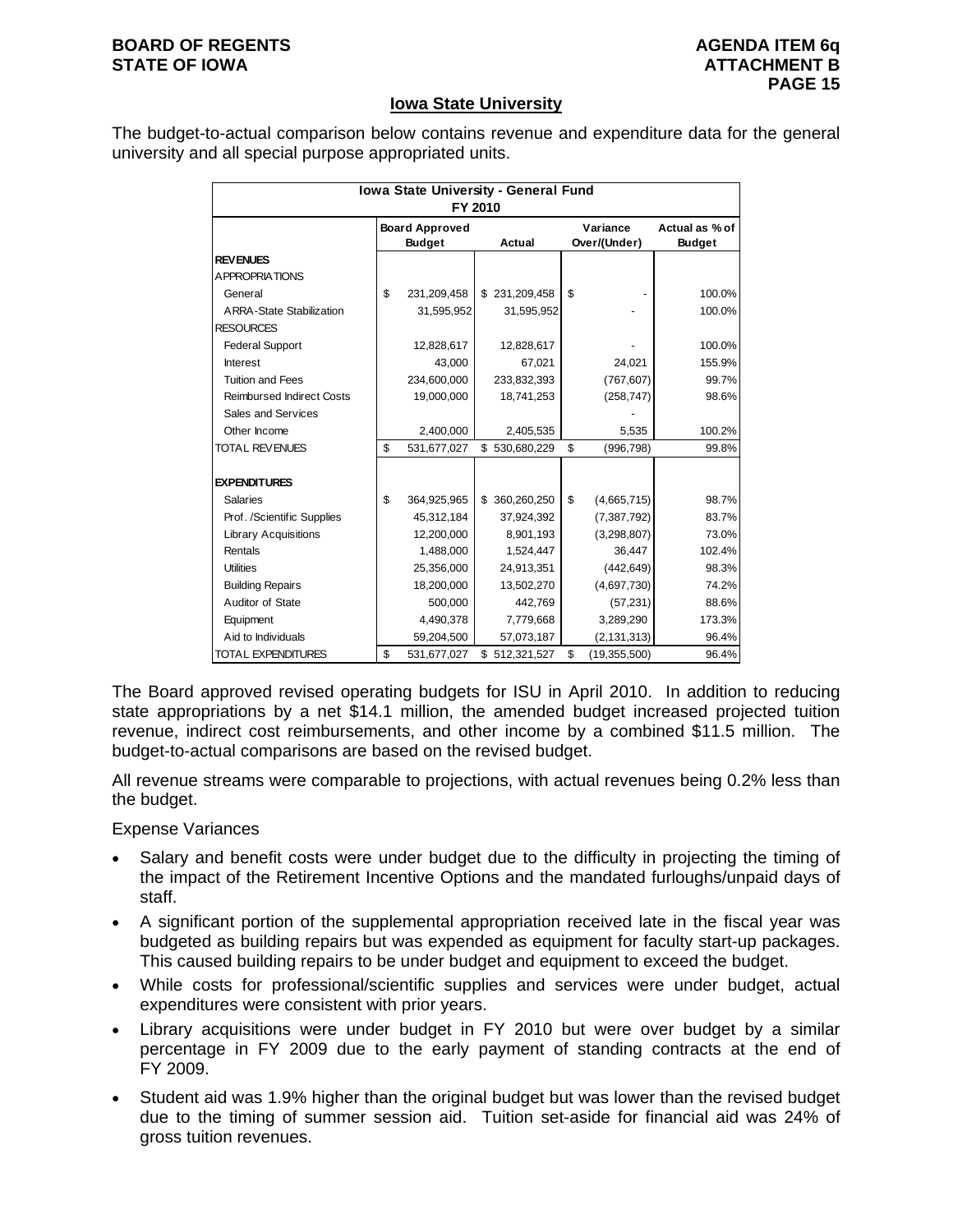## Iowa State University

The budget-to-actual comparison below contains revenue and expenditure data for the general university and all special purpose appropriated units.

| Iowa State University - General Fund FY 2010 | | | | |
|---|---|---|---|---|
| | Board Approved Budget | Actual | Variance Over/(Under) | Actual as % of Budget |
| **REVENUES** | | | | |
| APPROPRIATIONS | | | | |
| General | $ 231,209,458 | $ 231,209,458 | $ - | 100.0% |
| ARRA-State Stabilization | 31,595,952 | 31,595,952 | - | 100.0% |
| RESOURCES | | | | |
| Federal Support | 12,828,617 | 12,828,617 | - | 100.0% |
| Interest | 43,000 | 67,021 | 24,021 | 155.9% |
| Tuition and Fees | 234,600,000 | 233,832,393 | (767,607) | 99.7% |
| Reimbursed Indirect Costs | 19,000,000 | 18,741,253 | (258,747) | 98.6% |
| Sales and Services | | | - | |
| Other Income | 2,400,000 | 2,405,535 | 5,535 | 100.2% |
| TOTAL REVENUES | $ 531,677,027 | $ 530,680,229 | $ (996,798) | 99.8% |
| | | | | |
| **EXPENDITURES** | | | | |
| Salaries | $ 364,925,965 | $ 360,260,250 | $ (4,665,715) | 98.7% |
| Prof. /Scientific Supplies | 45,312,184 | 37,924,392 | (7,387,792) | 83.7% |
| Library Acquisitions | 12,200,000 | 8,901,193 | (3,298,807) | 73.0% |
| Rentals | 1,488,000 | 1,524,447 | 36,447 | 102.4% |
| Utilities | 25,356,000 | 24,913,351 | (442,649) | 98.3% |
| Building Repairs | 18,200,000 | 13,502,270 | (4,697,730) | 74.2% |
| Auditor of State | 500,000 | 442,769 | (57,231) | 88.6% |
| Equipment | 4,490,378 | 7,779,668 | 3,289,290 | 173.3% |
| Aid to Individuals | 59,204,500 | 57,073,187 | (2,131,313) | 96.4% |
| TOTAL EXPENDITURES | $ 531,677,027 | $ 512,321,527 | $ (19,355,500) | 96.4% |

The Board approved revised operating budgets for ISU in April 2010. In addition to reducing state appropriations by a net $14.1 million, the amended budget increased projected tuition revenue, indirect cost reimbursements, and other income by a combined $11.5 million. The budget-to-actual comparisons are based on the revised budget.

All revenue streams were comparable to projections, with actual revenues being 0.2% less than the budget.

Expense Variances

- Salary and benefit costs were under budget due to the difficulty in projecting the timing of the impact of the Retirement Incentive Options and the mandated furloughs/unpaid days of staff.
- A significant portion of the supplemental appropriation received late in the fiscal year was budgeted as building repairs but was expended as equipment for faculty start-up packages. This caused building repairs to be under budget and equipment to exceed the budget.
- While costs for professional/scientific supplies and services were under budget, actual expenditures were consistent with prior years.
- Library acquisitions were under budget in FY 2010 but were over budget by a similar percentage in FY 2009 due to the early payment of standing contracts at the end of FY 2009.
- Student aid was 1.9% higher than the original budget but was lower than the revised budget due to the timing of summer session aid. Tuition set-aside for financial aid was 24% of gross tuition revenues.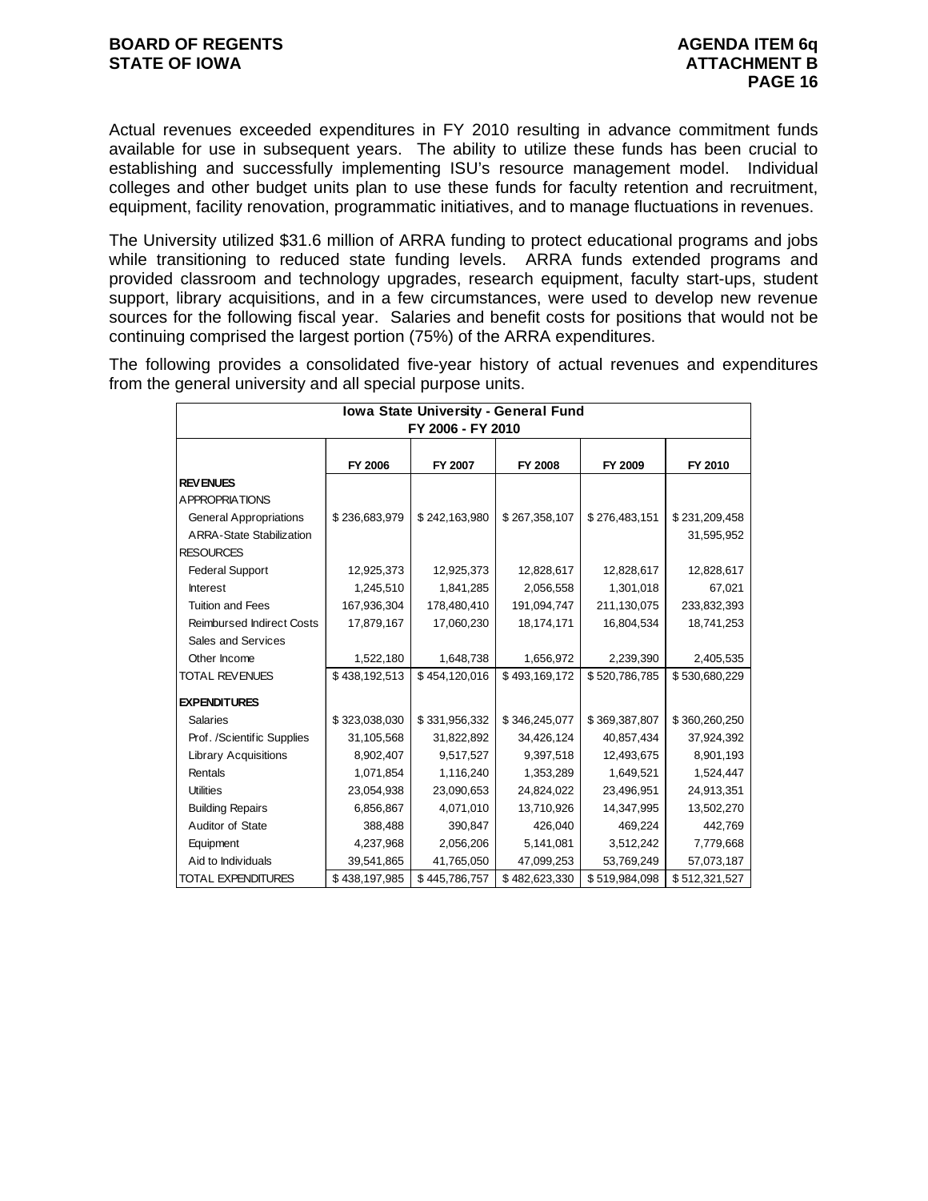Actual revenues exceeded expenditures in FY 2010 resulting in advance commitment funds available for use in subsequent years. The ability to utilize these funds has been crucial to establishing and successfully implementing ISU's resource management model. Individual colleges and other budget units plan to use these funds for faculty retention and recruitment, equipment, facility renovation, programmatic initiatives, and to manage fluctuations in revenues.

The University utilized $31.6 million of ARRA funding to protect educational programs and jobs while transitioning to reduced state funding levels. ARRA funds extended programs and provided classroom and technology upgrades, research equipment, faculty start-ups, student support, library acquisitions, and in a few circumstances, were used to develop new revenue sources for the following fiscal year. Salaries and benefit costs for positions that would not be continuing comprised the largest portion (75%) of the ARRA expenditures.

The following provides a consolidated five-year history of actual revenues and expenditures from the general university and all special purpose units.

| Iowa State University - General Fund FY 2006 - FY 2010 | | | | | |
|---|---|---|---|---|---|
| | FY 2006 | FY 2007 | FY 2008 | FY 2009 | FY 2010 |
| **REVENUES** | | | | | |
| APPROPRIATIONS | | | | | |
| General Appropriations | $ 236,683,979 | $ 242,163,980 | $ 267,358,107 | $ 276,483,151 | $ 231,209,458 |
| ARRA-State Stabilization | | | | | 31,595,952 |
| RESOURCES | | | | | |
| Federal Support | 12,925,373 | 12,925,373 | 12,828,617 | 12,828,617 | 12,828,617 |
| Interest | 1,245,510 | 1,841,285 | 2,056,558 | 1,301,018 | 67,021 |
| Tuition and Fees | 167,936,304 | 178,480,410 | 191,094,747 | 211,130,075 | 233,832,393 |
| Reimbursed Indirect Costs | 17,879,167 | 17,060,230 | 18,174,171 | 16,804,534 | 18,741,253 |
| Sales and Services | | | | | |
| Other Income | 1,522,180 | 1,648,738 | 1,656,972 | 2,239,390 | 2,405,535 |
| TOTAL REVENUES | $ 438,192,513 | $ 454,120,016 | $ 493,169,172 | $ 520,786,785 | $ 530,680,229 |
| **EXPENDITURES** | | | | | |
| Salaries | $ 323,038,030 | $ 331,956,332 | $ 346,245,077 | $ 369,387,807 | $ 360,260,250 |
| Prof. /Scientific Supplies | 31,105,568 | 31,822,892 | 34,426,124 | 40,857,434 | 37,924,392 |
| Library Acquisitions | 8,902,407 | 9,517,527 | 9,397,518 | 12,493,675 | 8,901,193 |
| Rentals | 1,071,854 | 1,116,240 | 1,353,289 | 1,649,521 | 1,524,447 |
| Utilities | 23,054,938 | 23,090,653 | 24,824,022 | 23,496,951 | 24,913,351 |
| Building Repairs | 6,856,867 | 4,071,010 | 13,710,926 | 14,347,995 | 13,502,270 |
| Auditor of State | 388,488 | 390,847 | 426,040 | 469,224 | 442,769 |
| Equipment | 4,237,968 | 2,056,206 | 5,141,081 | 3,512,242 | 7,779,668 |
| Aid to Individuals | 39,541,865 | 41,765,050 | 47,099,253 | 53,769,249 | 57,073,187 |
| TOTAL EXPENDITURES | $ 438,197,985 | $ 445,786,757 | $ 482,623,330 | $ 519,984,098 | $ 512,321,527 |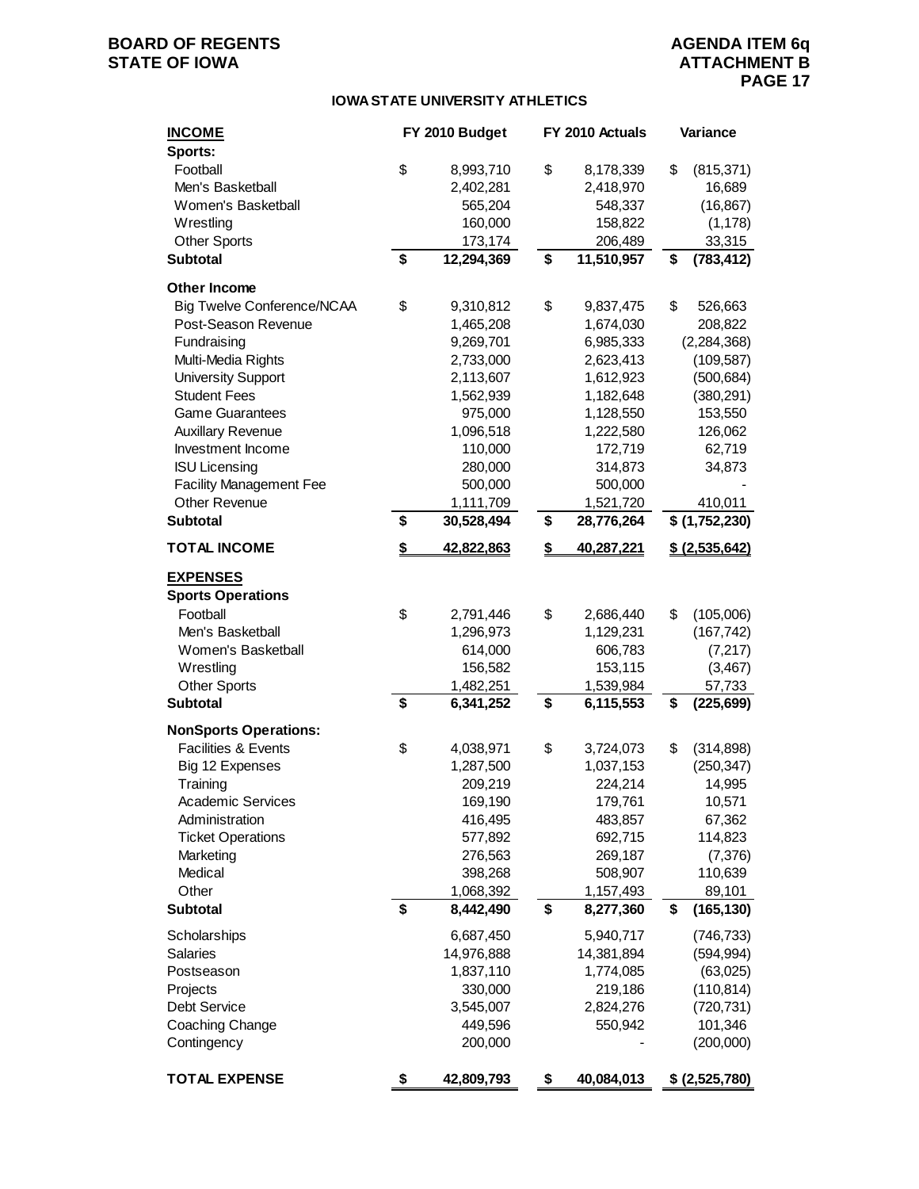**BOARD OF REGENTS**
**STATE OF IOWA**

**AGENDA ITEM 6q**
**ATTACHMENT B**

## IOWA STATE UNIVERSITY ATHLETICS

| INCOME | FY 2010 Budget | FY 2010 Actuals | Variance |
|---|---|---|---|
| **Sports:** | | | |
| Football | $ 8,993,710 | $ 8,178,339 | $ (815,371) |
| Men's Basketball | 2,402,281 | 2,418,970 | 16,689 |
| Women's Basketball | 565,204 | 548,337 | (16,867) |
| Wrestling | 160,000 | 158,822 | (1,178) |
| Other Sports | 173,174 | 206,489 | 33,315 |
| **Subtotal** | **$ 12,294,369** | **$ 11,510,957** | **$ (783,412)** |
| **Other Income** | | | |
| Big Twelve Conference/NCAA | $ 9,310,812 | $ 9,837,475 | $ 526,663 |
| Post-Season Revenue | 1,465,208 | 1,674,030 | 208,822 |
| Fundraising | 9,269,701 | 6,985,333 | (2,284,368) |
| Multi-Media Rights | 2,733,000 | 2,623,413 | (109,587) |
| University Support | 2,113,607 | 1,612,923 | (500,684) |
| Student Fees | 1,562,939 | 1,182,648 | (380,291) |
| Game Guarantees | 975,000 | 1,128,550 | 153,550 |
| Auxillary Revenue | 1,096,518 | 1,222,580 | 126,062 |
| Investment Income | 110,000 | 172,719 | 62,719 |
| ISU Licensing | 280,000 | 314,873 | 34,873 |
| Facility Management Fee | 500,000 | 500,000 | - |
| Other Revenue | 1,111,709 | 1,521,720 | 410,011 |
| **Subtotal** | **$ 30,528,494** | **$ 28,776,264** | **$ (1,752,230)** |
| **TOTAL INCOME** | **$ 42,822,863** | **$ 40,287,221** | **$ (2,535,642)** |
| **EXPENSES** | | | |
| **Sports Operations** | | | |
| Football | $ 2,791,446 | $ 2,686,440 | $ (105,006) |
| Men's Basketball | 1,296,973 | 1,129,231 | (167,742) |
| Women's Basketball | 614,000 | 606,783 | (7,217) |
| Wrestling | 156,582 | 153,115 | (3,467) |
| Other Sports | 1,482,251 | 1,539,984 | 57,733 |
| **Subtotal** | **$ 6,341,252** | **$ 6,115,553** | **$ (225,699)** |
| **NonSports Operations:** | | | |
| Facilities & Events | $ 4,038,971 | $ 3,724,073 | $ (314,898) |
| Big 12 Expenses | 1,287,500 | 1,037,153 | (250,347) |
| Training | 209,219 | 224,214 | 14,995 |
| Academic Services | 169,190 | 179,761 | 10,571 |
| Administration | 416,495 | 483,857 | 67,362 |
| Ticket Operations | 577,892 | 692,715 | 114,823 |
| Marketing | 276,563 | 269,187 | (7,376) |
| Medical | 398,268 | 508,907 | 110,639 |
| Other | 1,068,392 | 1,157,493 | 89,101 |
| **Subtotal** | **$ 8,442,490** | **$ 8,277,360** | **$ (165,130)** |
| Scholarships | 6,687,450 | 5,940,717 | (746,733) |
| Salaries | 14,976,888 | 14,381,894 | (594,994) |
| Postseason | 1,837,110 | 1,774,085 | (63,025) |
| Projects | 330,000 | 219,186 | (110,814) |
| Debt Service | 3,545,007 | 2,824,276 | (720,731) |
| Coaching Change | 449,596 | 550,942 | 101,346 |
| Contingency | 200,000 | - | (200,000) |
| **TOTAL EXPENSE** | **$ 42,809,793** | **$ 40,084,013** | **$ (2,525,780)** |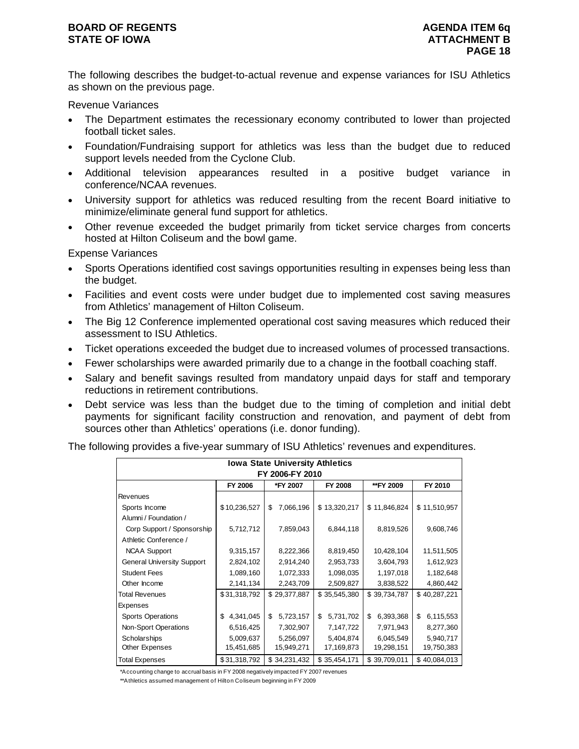The following describes the budget-to-actual revenue and expense variances for ISU Athletics as shown on the previous page.

Revenue Variances

- The Department estimates the recessionary economy contributed to lower than projected football ticket sales.
- Foundation/Fundraising support for athletics was less than the budget due to reduced support levels needed from the Cyclone Club.
- Additional television appearances resulted in a positive budget variance in conference/NCAA revenues.
- University support for athletics was reduced resulting from the recent Board initiative to minimize/eliminate general fund support for athletics.
- Other revenue exceeded the budget primarily from ticket service charges from concerts hosted at Hilton Coliseum and the bowl game.

Expense Variances

- Sports Operations identified cost savings opportunities resulting in expenses being less than the budget.
- Facilities and event costs were under budget due to implemented cost saving measures from Athletics' management of Hilton Coliseum.
- The Big 12 Conference implemented operational cost saving measures which reduced their assessment to ISU Athletics.
- Ticket operations exceeded the budget due to increased volumes of processed transactions.
- Fewer scholarships were awarded primarily due to a change in the football coaching staff.
- Salary and benefit savings resulted from mandatory unpaid days for staff and temporary reductions in retirement contributions.
- Debt service was less than the budget due to the timing of completion and initial debt payments for significant facility construction and renovation, and payment of debt from sources other than Athletics' operations (i.e. donor funding).

The following provides a five-year summary of ISU Athletics' revenues and expenditures.

**Iowa State University Athletics**
**FY 2006-FY 2010**

| | FY 2006 | *FY 2007 | FY 2008 | **FY 2009 | FY 2010 |
|---|---|---|---|---|---|
| Revenues | | | | | |
| Sports Income | $10,236,527 | $ 7,066,196 | $ 13,320,217 | $ 11,846,824 | $ 11,510,957 |
| Alumni / Foundation / Corp Support / Sponsorship | 5,712,712 | 7,859,043 | 6,844,118 | 8,819,526 | 9,608,746 |
| Athletic Conference / NCAA Support | 9,315,157 | 8,222,366 | 8,819,450 | 10,428,104 | 11,511,505 |
| General University Support | 2,824,102 | 2,914,240 | 2,953,733 | 3,604,793 | 1,612,923 |
| Student Fees | 1,089,160 | 1,072,333 | 1,098,035 | 1,197,018 | 1,182,648 |
| Other Income | 2,141,134 | 2,243,709 | 2,509,827 | 3,838,522 | 4,860,442 |
| Total Revenues | $31,318,792 | $ 29,377,887 | $ 35,545,380 | $ 39,734,787 | $ 40,287,221 |
| Expenses | | | | | |
| Sports Operations | $ 4,341,045 | $ 5,723,157 | $ 5,731,702 | $ 6,393,368 | $ 6,115,553 |
| Non-Sport Operations | 6,516,425 | 7,302,907 | 7,147,722 | 7,971,943 | 8,277,360 |
| Scholarships | 5,009,637 | 5,256,097 | 5,404,874 | 6,045,549 | 5,940,717 |
| Other Expenses | 15,451,685 | 15,949,271 | 17,169,873 | 19,298,151 | 19,750,383 |
| Total Expenses | $31,318,792 | $ 34,231,432 | $ 35,454,171 | $ 39,709,011 | $ 40,084,013 |

*Accounting change to accrual basis in FY 2008 negatively impacted FY 2007 revenues

**Athletics assumed management of Hilton Coliseum beginning in FY 2009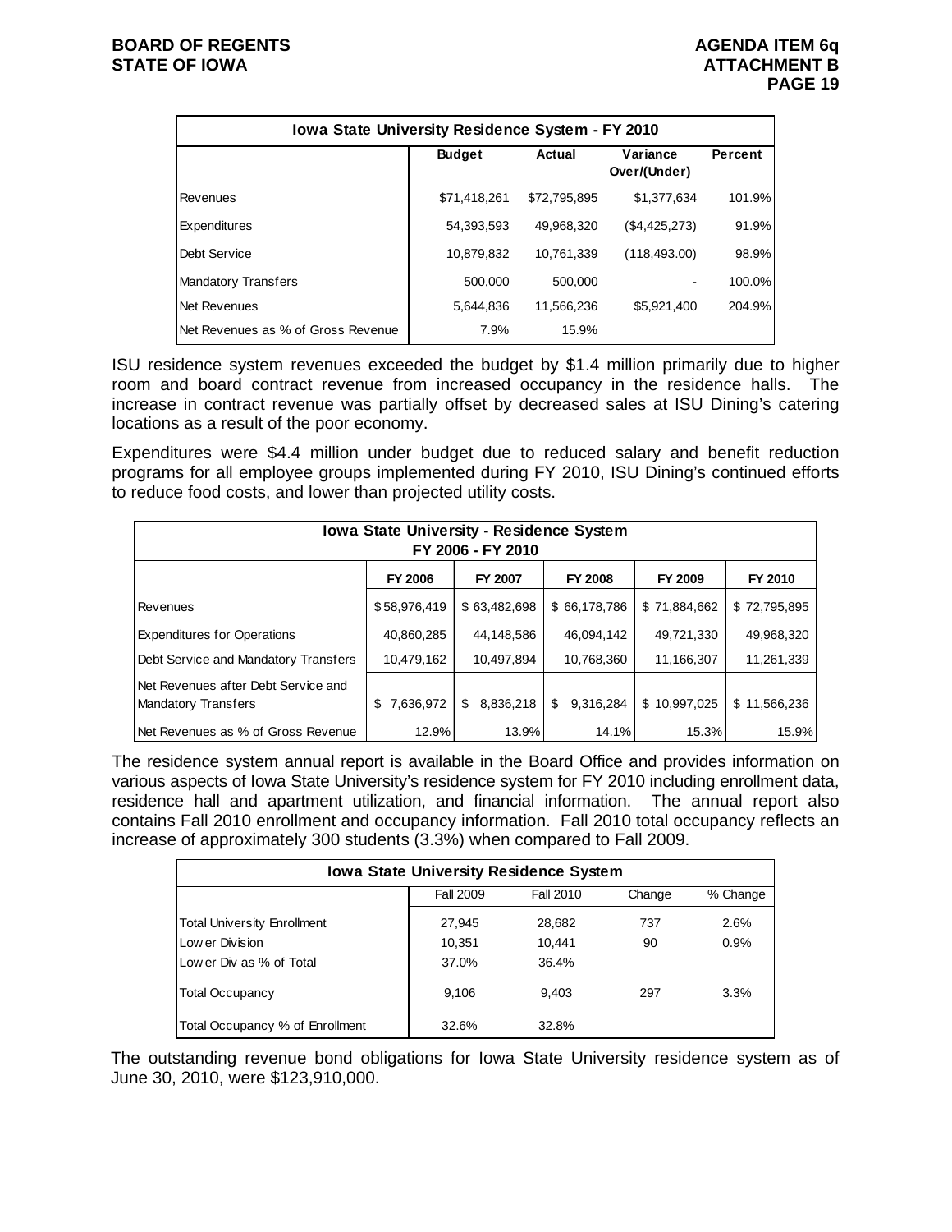| Iowa State University Residence System - FY 2010 | | | | |
|---|---|---|---|---|
| | Budget | Actual | Variance Over/(Under) | Percent |
| Revenues | $71,418,261 | $72,795,895 | $1,377,634 | 101.9% |
| Expenditures | 54,393,593 | 49,968,320 | ($4,425,273) | 91.9% |
| Debt Service | 10,879,832 | 10,761,339 | (118,493.00) | 98.9% |
| Mandatory Transfers | 500,000 | 500,000 | - | 100.0% |
| Net Revenues | 5,644,836 | 11,566,236 | $5,921,400 | 204.9% |
| Net Revenues as % of Gross Revenue | 7.9% | 15.9% | | |

ISU residence system revenues exceeded the budget by $1.4 million primarily due to higher room and board contract revenue from increased occupancy in the residence halls. The increase in contract revenue was partially offset by decreased sales at ISU Dining's catering locations as a result of the poor economy.

Expenditures were $4.4 million under budget due to reduced salary and benefit reduction programs for all employee groups implemented during FY 2010, ISU Dining's continued efforts to reduce food costs, and lower than projected utility costs.

| Iowa State University - Residence System FY 2006 - FY 2010 | | | | | |
|---|---|---|---|---|---|
| | FY 2006 | FY 2007 | FY 2008 | FY 2009 | FY 2010 |
| Revenues | $58,976,419 | $ 63,482,698 | $ 66,178,786 | $ 71,884,662 | $ 72,795,895 |
| Expenditures for Operations | 40,860,285 | 44,148,586 | 46,094,142 | 49,721,330 | 49,968,320 |
| Debt Service and Mandatory Transfers | 10,479,162 | 10,497,894 | 10,768,360 | 11,166,307 | 11,261,339 |
| Net Revenues after Debt Service and Mandatory Transfers | $ 7,636,972 | $ 8,836,218 | $ 9,316,284 | $ 10,997,025 | $ 11,566,236 |
| Net Revenues as % of Gross Revenue | 12.9% | 13.9% | 14.1% | 15.3% | 15.9% |

The residence system annual report is available in the Board Office and provides information on various aspects of Iowa State University's residence system for FY 2010 including enrollment data, residence hall and apartment utilization, and financial information. The annual report also contains Fall 2010 enrollment and occupancy information. Fall 2010 total occupancy reflects an increase of approximately 300 students (3.3%) when compared to Fall 2009.

| Iowa State University Residence System | | | | |
|---|---|---|---|---|
| | Fall 2009 | Fall 2010 | Change | % Change |
| Total University Enrollment | 27,945 | 28,682 | 737 | 2.6% |
| Lower Division | 10,351 | 10,441 | 90 | 0.9% |
| Lower Div as % of Total | 37.0% | 36.4% | | |
| Total Occupancy | 9,106 | 9,403 | 297 | 3.3% |
| Total Occupancy % of Enrollment | 32.6% | 32.8% | | |

The outstanding revenue bond obligations for Iowa State University residence system as of June 30, 2010, were $123,910,000.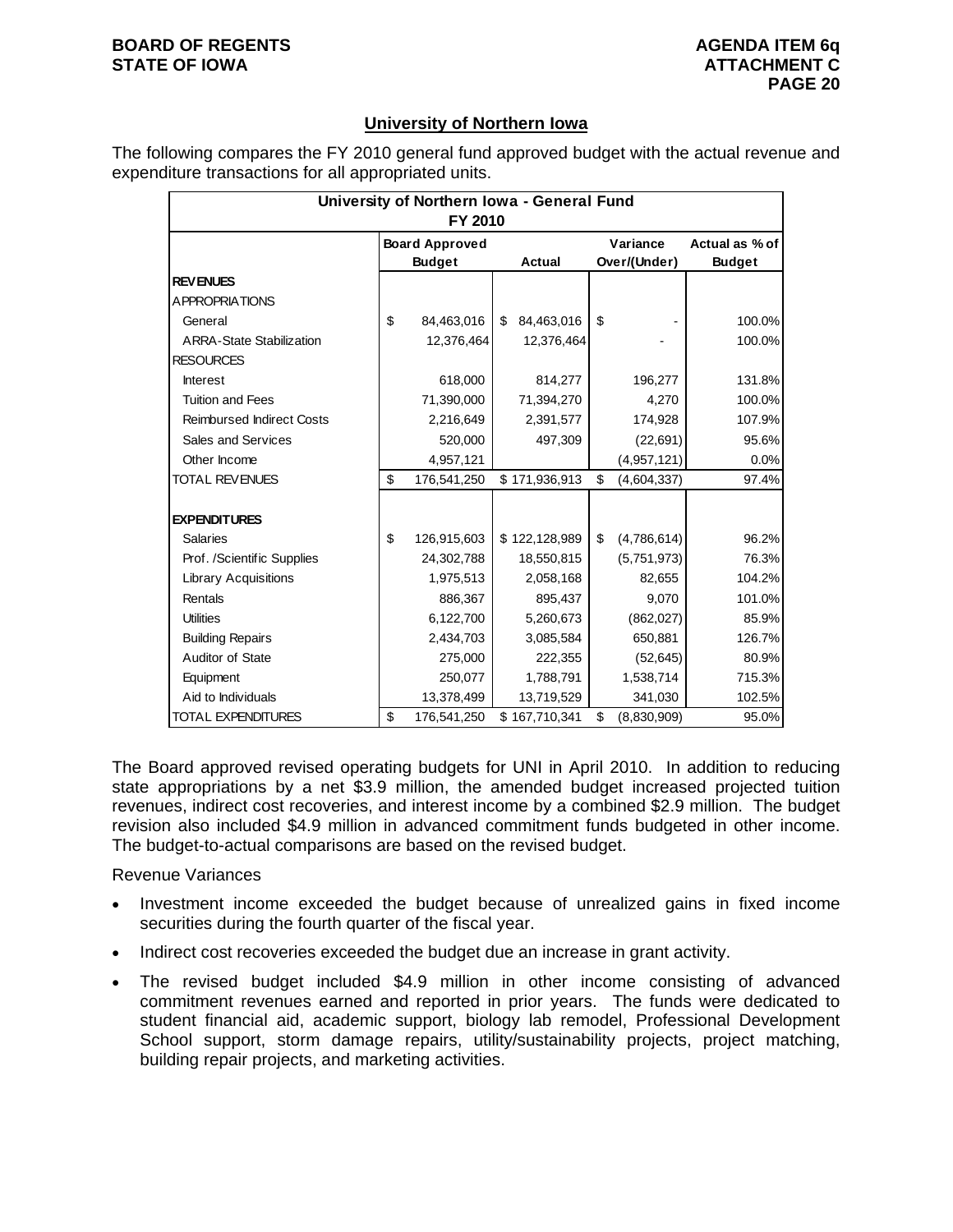## University of Northern Iowa

The following compares the FY 2010 general fund approved budget with the actual revenue and expenditure transactions for all appropriated units.

| University of Northern Iowa - General Fund FY 2010 | Board Approved Budget | Actual | Variance Over/(Under) | Actual as % of Budget |
|---|---|---|---|---|
| **REVENUES** | | | | |
| APPROPRIATIONS | | | | |
| General | $ 84,463,016 | $ 84,463,016 | $ - | 100.0% |
| ARRA-State Stabilization | 12,376,464 | 12,376,464 | - | 100.0% |
| RESOURCES | | | | |
| Interest | 618,000 | 814,277 | 196,277 | 131.8% |
| Tuition and Fees | 71,390,000 | 71,394,270 | 4,270 | 100.0% |
| Reimbursed Indirect Costs | 2,216,649 | 2,391,577 | 174,928 | 107.9% |
| Sales and Services | 520,000 | 497,309 | (22,691) | 95.6% |
| Other Income | 4,957,121 | | (4,957,121) | 0.0% |
| TOTAL REVENUES | $ 176,541,250 | $ 171,936,913 | $ (4,604,337) | 97.4% |
| | | | | |
| **EXPENDITURES** | | | | |
| Salaries | $ 126,915,603 | $ 122,128,989 | $ (4,786,614) | 96.2% |
| Prof. /Scientific Supplies | 24,302,788 | 18,550,815 | (5,751,973) | 76.3% |
| Library Acquisitions | 1,975,513 | 2,058,168 | 82,655 | 104.2% |
| Rentals | 886,367 | 895,437 | 9,070 | 101.0% |
| Utilities | 6,122,700 | 5,260,673 | (862,027) | 85.9% |
| Building Repairs | 2,434,703 | 3,085,584 | 650,881 | 126.7% |
| Auditor of State | 275,000 | 222,355 | (52,645) | 80.9% |
| Equipment | 250,077 | 1,788,791 | 1,538,714 | 715.3% |
| Aid to Individuals | 13,378,499 | 13,719,529 | 341,030 | 102.5% |
| TOTAL EXPENDITURES | $ 176,541,250 | $ 167,710,341 | $ (8,830,909) | 95.0% |

The Board approved revised operating budgets for UNI in April 2010. In addition to reducing state appropriations by a net $3.9 million, the amended budget increased projected tuition revenues, indirect cost recoveries, and interest income by a combined $2.9 million. The budget revision also included $4.9 million in advanced commitment funds budgeted in other income. The budget-to-actual comparisons are based on the revised budget.

Revenue Variances

- Investment income exceeded the budget because of unrealized gains in fixed income securities during the fourth quarter of the fiscal year.
- Indirect cost recoveries exceeded the budget due an increase in grant activity.
- The revised budget included $4.9 million in other income consisting of advanced commitment revenues earned and reported in prior years. The funds were dedicated to student financial aid, academic support, biology lab remodel, Professional Development School support, storm damage repairs, utility/sustainability projects, project matching, building repair projects, and marketing activities.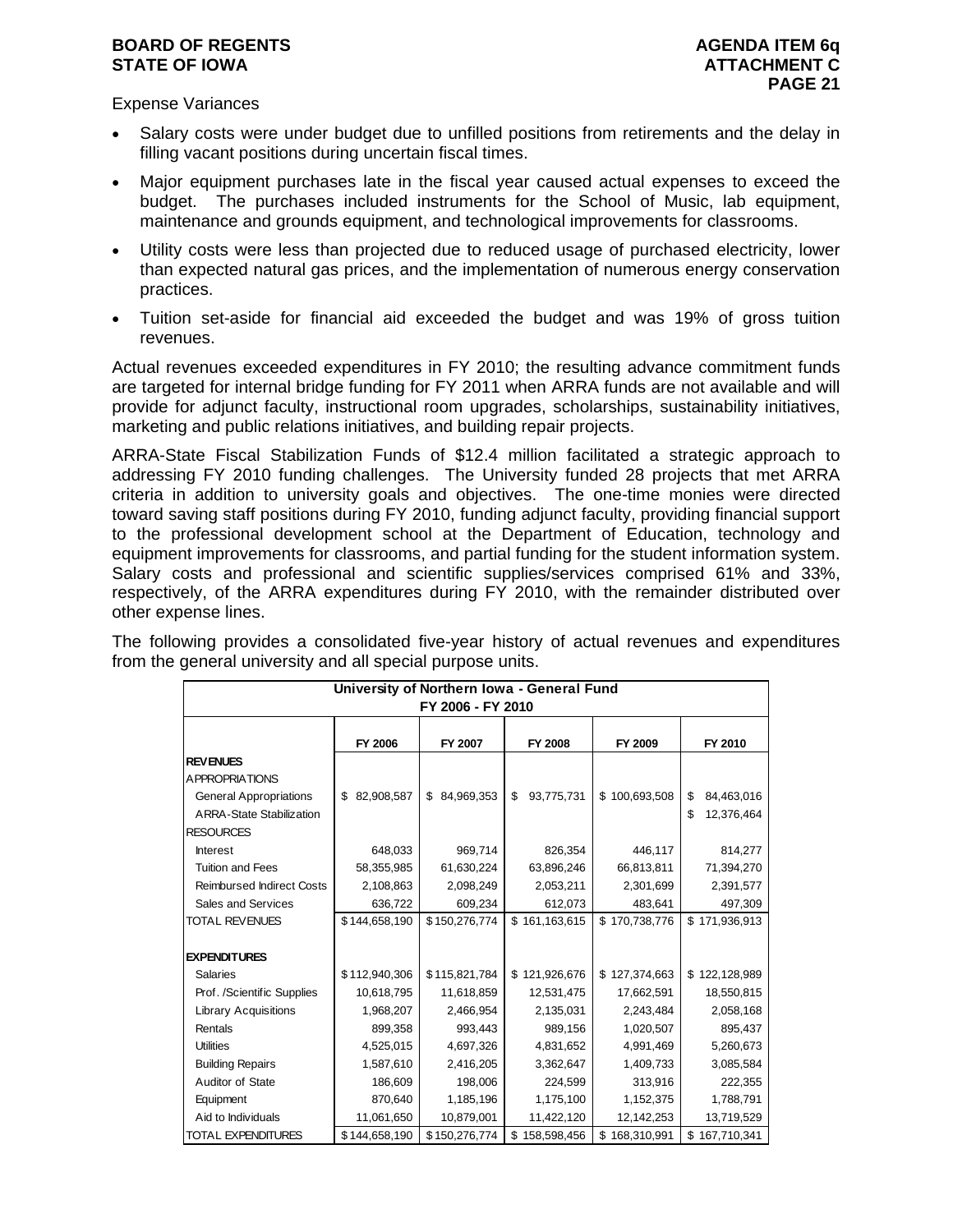Expense Variances

- Salary costs were under budget due to unfilled positions from retirements and the delay in filling vacant positions during uncertain fiscal times.
- Major equipment purchases late in the fiscal year caused actual expenses to exceed the budget. The purchases included instruments for the School of Music, lab equipment, maintenance and grounds equipment, and technological improvements for classrooms.
- Utility costs were less than projected due to reduced usage of purchased electricity, lower than expected natural gas prices, and the implementation of numerous energy conservation practices.
- Tuition set-aside for financial aid exceeded the budget and was 19% of gross tuition revenues.

Actual revenues exceeded expenditures in FY 2010; the resulting advance commitment funds are targeted for internal bridge funding for FY 2011 when ARRA funds are not available and will provide for adjunct faculty, instructional room upgrades, scholarships, sustainability initiatives, marketing and public relations initiatives, and building repair projects.

ARRA-State Fiscal Stabilization Funds of $12.4 million facilitated a strategic approach to addressing FY 2010 funding challenges. The University funded 28 projects that met ARRA criteria in addition to university goals and objectives. The one-time monies were directed toward saving staff positions during FY 2010, funding adjunct faculty, providing financial support to the professional development school at the Department of Education, technology and equipment improvements for classrooms, and partial funding for the student information system. Salary costs and professional and scientific supplies/services comprised 61% and 33%, respectively, of the ARRA expenditures during FY 2010, with the remainder distributed over other expense lines.

The following provides a consolidated five-year history of actual revenues and expenditures from the general university and all special purpose units.

| University of Northern Iowa - General Fund FY 2006 - FY 2010 | | | | | |
|---|---|---|---|---|---|
| | FY 2006 | FY 2007 | FY 2008 | FY 2009 | FY 2010 |
| **REVENUES** | | | | | |
| APPROPRIATIONS | | | | | |
| General Appropriations | $ 82,908,587 | $ 84,969,353 | $ 93,775,731 | $ 100,693,508 | $ 84,463,016 |
| ARRA-State Stabilization | | | | | $ 12,376,464 |
| RESOURCES | | | | | |
| Interest | 648,033 | 969,714 | 826,354 | 446,117 | 814,277 |
| Tuition and Fees | 58,355,985 | 61,630,224 | 63,896,246 | 66,813,811 | 71,394,270 |
| Reimbursed Indirect Costs | 2,108,863 | 2,098,249 | 2,053,211 | 2,301,699 | 2,391,577 |
| Sales and Services | 636,722 | 609,234 | 612,073 | 483,641 | 497,309 |
| TOTAL REVENUES | $144,658,190 | $150,276,774 | $ 161,163,615 | $ 170,738,776 | $ 171,936,913 |
| **EXPENDITURES** | | | | | |
| Salaries | $112,940,306 | $115,821,784 | $ 121,926,676 | $ 127,374,663 | $ 122,128,989 |
| Prof. /Scientific Supplies | 10,618,795 | 11,618,859 | 12,531,475 | 17,662,591 | 18,550,815 |
| Library Acquisitions | 1,968,207 | 2,466,954 | 2,135,031 | 2,243,484 | 2,058,168 |
| Rentals | 899,358 | 993,443 | 989,156 | 1,020,507 | 895,437 |
| Utilities | 4,525,015 | 4,697,326 | 4,831,652 | 4,991,469 | 5,260,673 |
| Building Repairs | 1,587,610 | 2,416,205 | 3,362,647 | 1,409,733 | 3,085,584 |
| Auditor of State | 186,609 | 198,006 | 224,599 | 313,916 | 222,355 |
| Equipment | 870,640 | 1,185,196 | 1,175,100 | 1,152,375 | 1,788,791 |
| Aid to Individuals | 11,061,650 | 10,879,001 | 11,422,120 | 12,142,253 | 13,719,529 |
| TOTAL EXPENDITURES | $144,658,190 | $150,276,774 | $ 158,598,456 | $ 168,310,991 | $ 167,710,341 |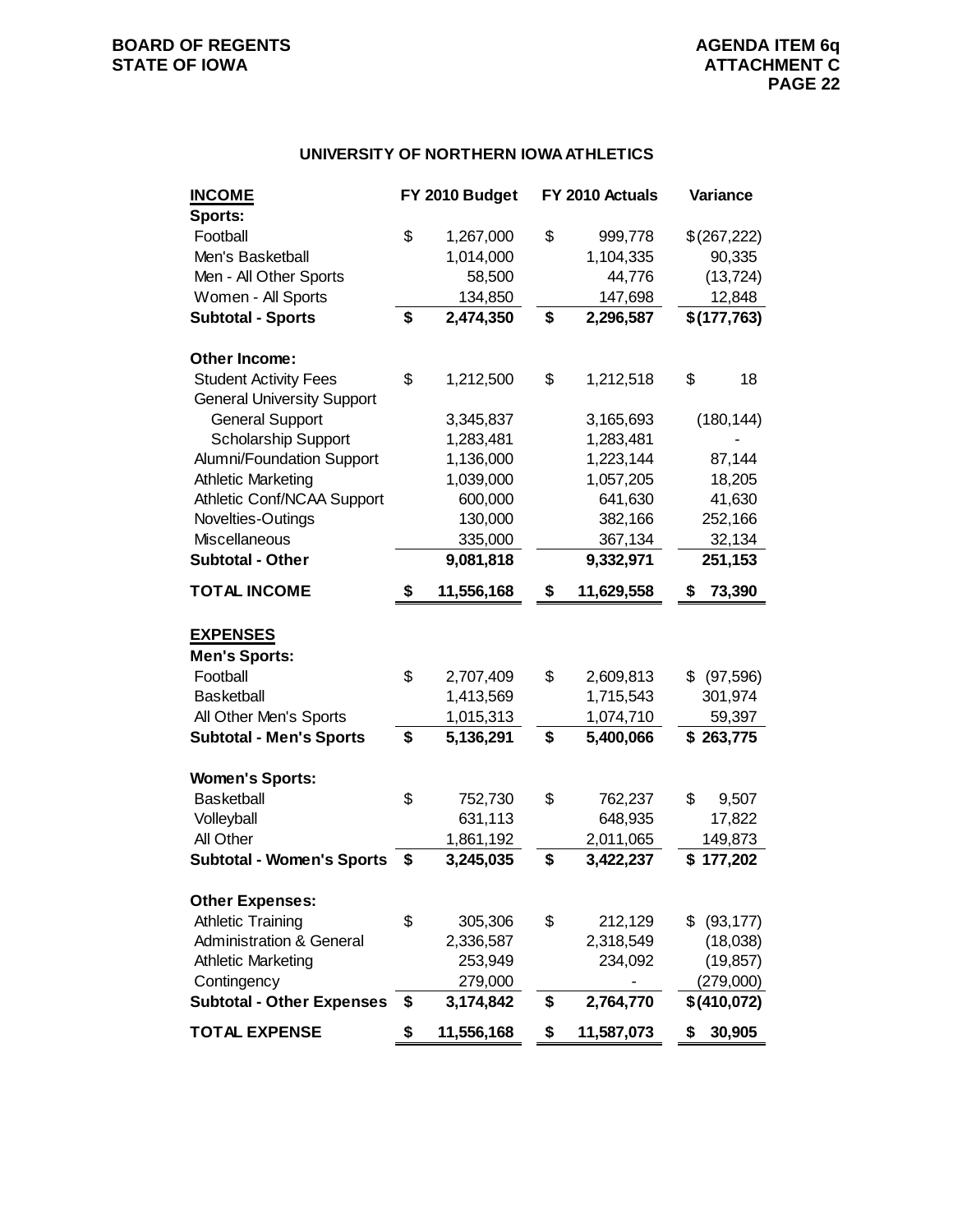## UNIVERSITY OF NORTHERN IOWA ATHLETICS

| INCOME | FY 2010 Budget | FY 2010 Actuals | Variance |
|---|---|---|---|
| **Sports:** | | | |
| Football | $ 1,267,000 | $ 999,778 | $ (267,222) |
| Men's Basketball | 1,014,000 | 1,104,335 | 90,335 |
| Men - All Other Sports | 58,500 | 44,776 | (13,724) |
| Women - All Sports | 134,850 | 147,698 | 12,848 |
| **Subtotal - Sports** | **$ 2,474,350** | **$ 2,296,587** | **$ (177,763)** |
| | | | |
| **Other Income:** | | | |
| Student Activity Fees | $ 1,212,500 | $ 1,212,518 | $ 18 |
| General University Support | | | |
| General Support | 3,345,837 | 3,165,693 | (180,144) |
| Scholarship Support | 1,283,481 | 1,283,481 | - |
| Alumni/Foundation Support | 1,136,000 | 1,223,144 | 87,144 |
| Athletic Marketing | 1,039,000 | 1,057,205 | 18,205 |
| Athletic Conf/NCAA Support | 600,000 | 641,630 | 41,630 |
| Novelties-Outings | 130,000 | 382,166 | 252,166 |
| Miscellaneous | 335,000 | 367,134 | 32,134 |
| **Subtotal - Other** | **9,081,818** | **9,332,971** | **251,153** |
| | | | |
| **TOTAL INCOME** | **$ 11,556,168** | **$ 11,629,558** | **$ 73,390** |

| EXPENSES | FY 2010 Budget | FY 2010 Actuals | Variance |
|---|---|---|---|
| **Men's Sports:** | | | |
| Football | $ 2,707,409 | $ 2,609,813 | $ (97,596) |
| Basketball | 1,413,569 | 1,715,543 | 301,974 |
| All Other Men's Sports | 1,015,313 | 1,074,710 | 59,397 |
| **Subtotal - Men's Sports** | **$ 5,136,291** | **$ 5,400,066** | **$ 263,775** |
| | | | |
| **Women's Sports:** | | | |
| Basketball | $ 752,730 | $ 762,237 | $ 9,507 |
| Volleyball | 631,113 | 648,935 | 17,822 |
| All Other | 1,861,192 | 2,011,065 | 149,873 |
| **Subtotal - Women's Sports** | **$ 3,245,035** | **$ 3,422,237** | **$ 177,202** |
| | | | |
| **Other Expenses:** | | | |
| Athletic Training | $ 305,306 | $ 212,129 | $ (93,177) |
| Administration & General | 2,336,587 | 2,318,549 | (18,038) |
| Athletic Marketing | 253,949 | 234,092 | (19,857) |
| Contingency | 279,000 | - | (279,000) |
| **Subtotal - Other Expenses** | **$ 3,174,842** | **$ 2,764,770** | **$ (410,072)** |
| | | | |
| **TOTAL EXPENSE** | **$ 11,556,168** | **$ 11,587,073** | **$ 30,905** |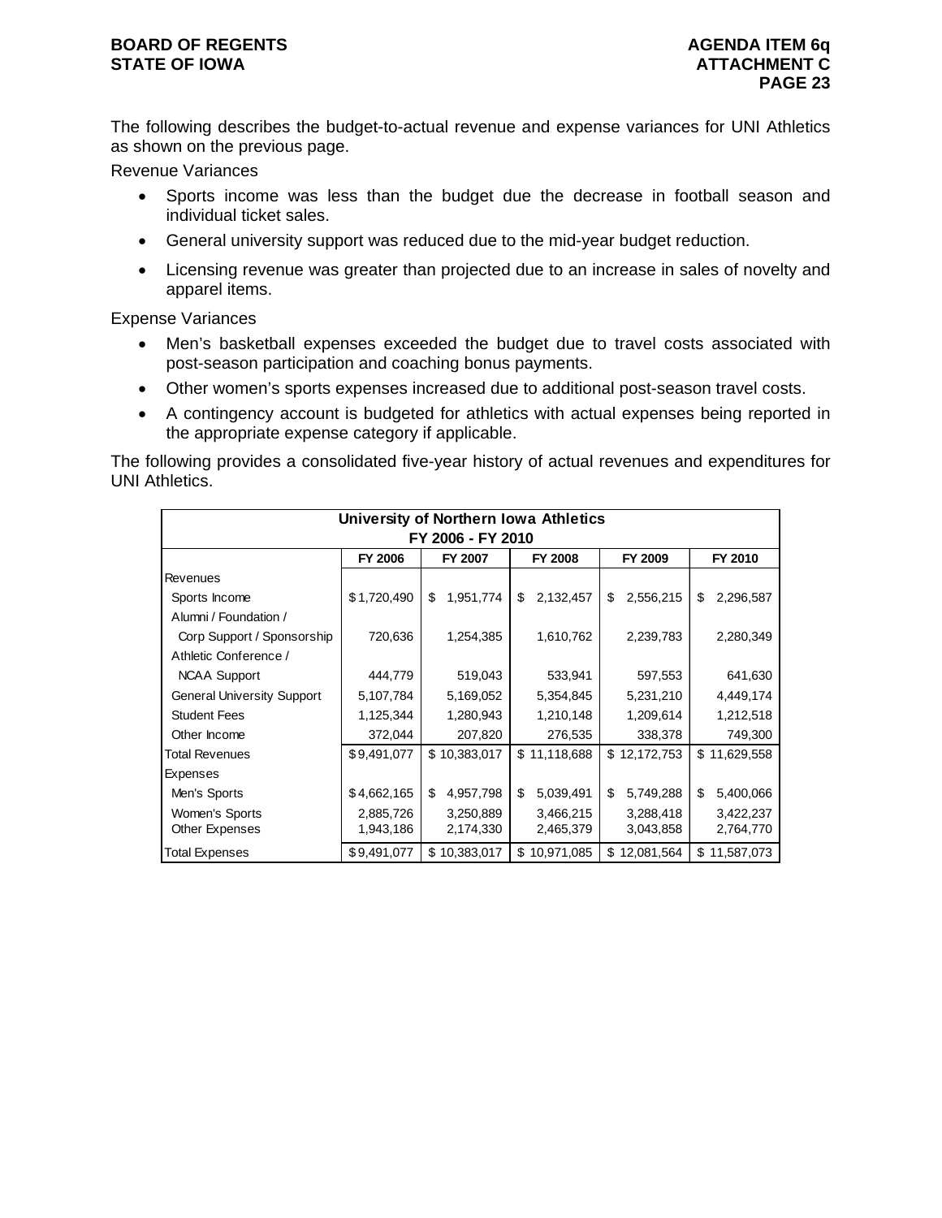The following describes the budget-to-actual revenue and expense variances for UNI Athletics as shown on the previous page.

Revenue Variances

- Sports income was less than the budget due the decrease in football season and individual ticket sales.
- General university support was reduced due to the mid-year budget reduction.
- Licensing revenue was greater than projected due to an increase in sales of novelty and apparel items.

Expense Variances

- Men's basketball expenses exceeded the budget due to travel costs associated with post-season participation and coaching bonus payments.
- Other women's sports expenses increased due to additional post-season travel costs.
- A contingency account is budgeted for athletics with actual expenses being reported in the appropriate expense category if applicable.

The following provides a consolidated five-year history of actual revenues and expenditures for UNI Athletics.

| University of Northern Iowa Athletics FY 2006 - FY 2010 | | | | | |
|---|---|---|---|---|---|
| | FY 2006 | FY 2007 | FY 2008 | FY 2009 | FY 2010 |
| Revenues | | | | | |
| Sports Income | $1,720,490 | $ 1,951,774 | $ 2,132,457 | $ 2,556,215 | $ 2,296,587 |
| Alumni / Foundation / Corp Support / Sponsorship | 720,636 | 1,254,385 | 1,610,762 | 2,239,783 | 2,280,349 |
| Athletic Conference / NCAA Support | 444,779 | 519,043 | 533,941 | 597,553 | 641,630 |
| General University Support | 5,107,784 | 5,169,052 | 5,354,845 | 5,231,210 | 4,449,174 |
| Student Fees | 1,125,344 | 1,280,943 | 1,210,148 | 1,209,614 | 1,212,518 |
| Other Income | 372,044 | 207,820 | 276,535 | 338,378 | 749,300 |
| Total Revenues | $9,491,077 | $ 10,383,017 | $ 11,118,688 | $ 12,172,753 | $ 11,629,558 |
| Expenses | | | | | |
| Men's Sports | $4,662,165 | $ 4,957,798 | $ 5,039,491 | $ 5,749,288 | $ 5,400,066 |
| Women's Sports | 2,885,726 | 3,250,889 | 3,466,215 | 3,288,418 | 3,422,237 |
| Other Expenses | 1,943,186 | 2,174,330 | 2,465,379 | 3,043,858 | 2,764,770 |
| Total Expenses | $9,491,077 | $ 10,383,017 | $ 10,971,085 | $ 12,081,564 | $ 11,587,073 |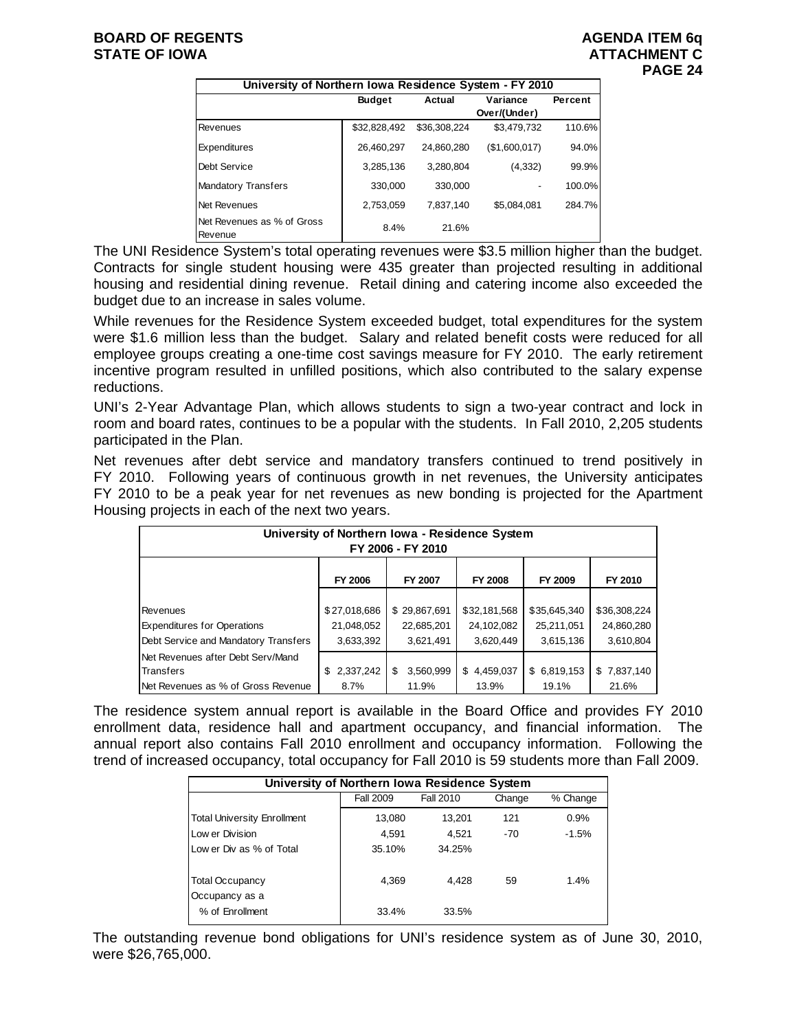| University of Northern Iowa Residence System - FY 2010 | | | | |
|---|---|---|---|---|
| | Budget | Actual | Variance Over/(Under) | Percent |
| Revenues | $32,828,492 | $36,308,224 | $3,479,732 | 110.6% |
| Expenditures | 26,460,297 | 24,860,280 | ($1,600,017) | 94.0% |
| Debt Service | 3,285,136 | 3,280,804 | (4,332) | 99.9% |
| Mandatory Transfers | 330,000 | 330,000 | - | 100.0% |
| Net Revenues | 2,753,059 | 7,837,140 | $5,084,081 | 284.7% |
| Net Revenues as % of Gross Revenue | 8.4% | 21.6% | | |

The UNI Residence System's total operating revenues were $3.5 million higher than the budget. Contracts for single student housing were 435 greater than projected resulting in additional housing and residential dining revenue. Retail dining and catering income also exceeded the budget due to an increase in sales volume.

While revenues for the Residence System exceeded budget, total expenditures for the system were $1.6 million less than the budget. Salary and related benefit costs were reduced for all employee groups creating a one-time cost savings measure for FY 2010. The early retirement incentive program resulted in unfilled positions, which also contributed to the salary expense reductions.

UNI's 2-Year Advantage Plan, which allows students to sign a two-year contract and lock in room and board rates, continues to be a popular with the students. In Fall 2010, 2,205 students participated in the Plan.

Net revenues after debt service and mandatory transfers continued to trend positively in FY 2010. Following years of continuous growth in net revenues, the University anticipates FY 2010 to be a peak year for net revenues as new bonding is projected for the Apartment Housing projects in each of the next two years.

| University of Northern Iowa - Residence System FY 2006 - FY 2010 | | | | | |
|---|---|---|---|---|---|
| | FY 2006 | FY 2007 | FY 2008 | FY 2009 | FY 2010 |
| Revenues | $27,018,686 | $ 29,867,691 | $32,181,568 | $35,645,340 | $36,308,224 |
| Expenditures for Operations | 21,048,052 | 22,685,201 | 24,102,082 | 25,211,051 | 24,860,280 |
| Debt Service and Mandatory Transfers | 3,633,392 | 3,621,491 | 3,620,449 | 3,615,136 | 3,610,804 |
| Net Revenues after Debt Serv/Mand Transfers | $ 2,337,242 | $ 3,560,999 | $ 4,459,037 | $ 6,819,153 | $ 7,837,140 |
| Net Revenues as % of Gross Revenue | 8.7% | 11.9% | 13.9% | 19.1% | 21.6% |

The residence system annual report is available in the Board Office and provides FY 2010 enrollment data, residence hall and apartment occupancy, and financial information. The annual report also contains Fall 2010 enrollment and occupancy information. Following the trend of increased occupancy, total occupancy for Fall 2010 is 59 students more than Fall 2009.

| University of Northern Iowa Residence System | | | | |
|---|---|---|---|---|
| | Fall 2009 | Fall 2010 | Change | % Change |
| Total University Enrollment | 13,080 | 13,201 | 121 | 0.9% |
| Lower Division | 4,591 | 4,521 | -70 | -1.5% |
| Lower Div as % of Total | 35.10% | 34.25% | | |
| Total Occupancy | 4,369 | 4,428 | 59 | 1.4% |
| Occupancy as a % of Enrollment | 33.4% | 33.5% | | |

The outstanding revenue bond obligations for UNI's residence system as of June 30, 2010, were $26,765,000.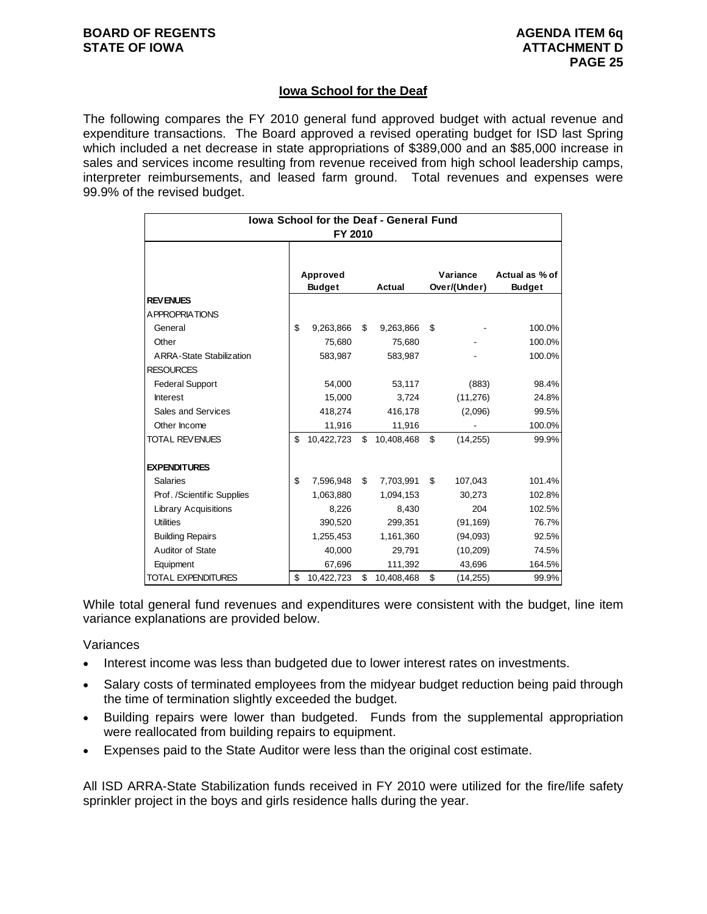## Iowa School for the Deaf

The following compares the FY 2010 general fund approved budget with actual revenue and expenditure transactions. The Board approved a revised operating budget for ISD last Spring which included a net decrease in state appropriations of $389,000 and an $85,000 increase in sales and services income resulting from revenue received from high school leadership camps, interpreter reimbursements, and leased farm ground. Total revenues and expenses were 99.9% of the revised budget.

| Iowa School for the Deaf - General Fund FY 2010 | | | | |
|---|---|---|---|---|
| | Approved Budget | Actual | Variance Over/(Under) | Actual as % of Budget |
| **REVENUES** | | | | |
| APPROPRIATIONS | | | | |
| General | $ 9,263,866 | $ 9,263,866 | $ - | 100.0% |
| Other | 75,680 | 75,680 | - | 100.0% |
| ARRA-State Stabilization | 583,987 | 583,987 | - | 100.0% |
| RESOURCES | | | | |
| Federal Support | 54,000 | 53,117 | (883) | 98.4% |
| Interest | 15,000 | 3,724 | (11,276) | 24.8% |
| Sales and Services | 418,274 | 416,178 | (2,096) | 99.5% |
| Other Income | 11,916 | 11,916 | - | 100.0% |
| TOTAL REVENUES | $ 10,422,723 | $ 10,408,468 | $ (14,255) | 99.9% |
| **EXPENDITURES** | | | | |
| Salaries | $ 7,596,948 | $ 7,703,991 | $ 107,043 | 101.4% |
| Prof. /Scientific Supplies | 1,063,880 | 1,094,153 | 30,273 | 102.8% |
| Library Acquisitions | 8,226 | 8,430 | 204 | 102.5% |
| Utilities | 390,520 | 299,351 | (91,169) | 76.7% |
| Building Repairs | 1,255,453 | 1,161,360 | (94,093) | 92.5% |
| Auditor of State | 40,000 | 29,791 | (10,209) | 74.5% |
| Equipment | 67,696 | 111,392 | 43,696 | 164.5% |
| TOTAL EXPENDITURES | $ 10,422,723 | $ 10,408,468 | $ (14,255) | 99.9% |

While total general fund revenues and expenditures were consistent with the budget, line item variance explanations are provided below.

Variances

- Interest income was less than budgeted due to lower interest rates on investments.
- Salary costs of terminated employees from the midyear budget reduction being paid through the time of termination slightly exceeded the budget.
- Building repairs were lower than budgeted. Funds from the supplemental appropriation were reallocated from building repairs to equipment.
- Expenses paid to the State Auditor were less than the original cost estimate.

All ISD ARRA-State Stabilization funds received in FY 2010 were utilized for the fire/life safety sprinkler project in the boys and girls residence halls during the year.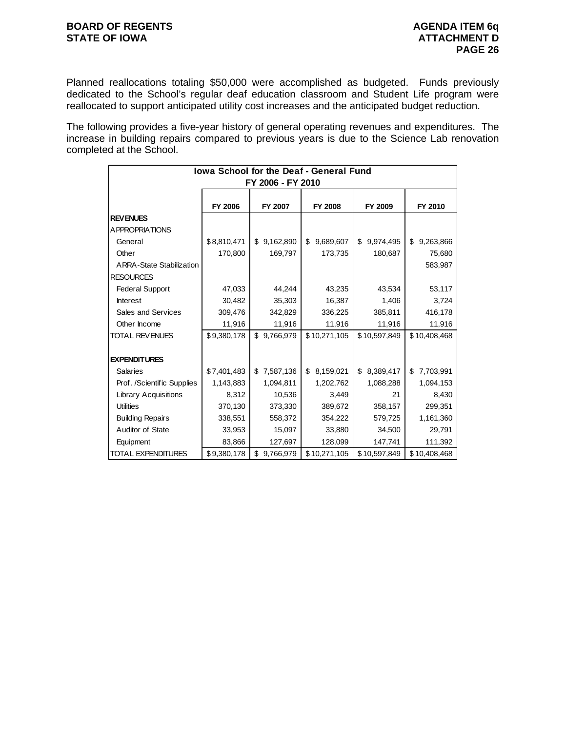Planned reallocations totaling $50,000 were accomplished as budgeted. Funds previously dedicated to the School's regular deaf education classroom and Student Life program were reallocated to support anticipated utility cost increases and the anticipated budget reduction.

The following provides a five-year history of general operating revenues and expenditures. The increase in building repairs compared to previous years is due to the Science Lab renovation completed at the School.

| Iowa School for the Deaf - General Fund FY 2006 - FY 2010 | | | | | |
|---|---|---|---|---|---|
| | FY 2006 | FY 2007 | FY 2008 | FY 2009 | FY 2010 |
| **REVENUES** | | | | | |
| APPROPRIATIONS | | | | | |
| General | $8,810,471 | $ 9,162,890 | $ 9,689,607 | $ 9,974,495 | $ 9,263,866 |
| Other | 170,800 | 169,797 | 173,735 | 180,687 | 75,680 |
| ARRA-State Stabilization | | | | | 583,987 |
| RESOURCES | | | | | |
| Federal Support | 47,033 | 44,244 | 43,235 | 43,534 | 53,117 |
| Interest | 30,482 | 35,303 | 16,387 | 1,406 | 3,724 |
| Sales and Services | 309,476 | 342,829 | 336,225 | 385,811 | 416,178 |
| Other Income | 11,916 | 11,916 | 11,916 | 11,916 | 11,916 |
| TOTAL REVENUES | $9,380,178 | $ 9,766,979 | $10,271,105 | $10,597,849 | $10,408,468 |
| | | | | | |
| **EXPENDITURES** | | | | | |
| Salaries | $7,401,483 | $ 7,587,136 | $ 8,159,021 | $ 8,389,417 | $ 7,703,991 |
| Prof. /Scientific Supplies | 1,143,883 | 1,094,811 | 1,202,762 | 1,088,288 | 1,094,153 |
| Library Acquisitions | 8,312 | 10,536 | 3,449 | 21 | 8,430 |
| Utilities | 370,130 | 373,330 | 389,672 | 358,157 | 299,351 |
| Building Repairs | 338,551 | 558,372 | 354,222 | 579,725 | 1,161,360 |
| Auditor of State | 33,953 | 15,097 | 33,880 | 34,500 | 29,791 |
| Equipment | 83,866 | 127,697 | 128,099 | 147,741 | 111,392 |
| TOTAL EXPENDITURES | $9,380,178 | $ 9,766,979 | $10,271,105 | $10,597,849 | $10,408,468 |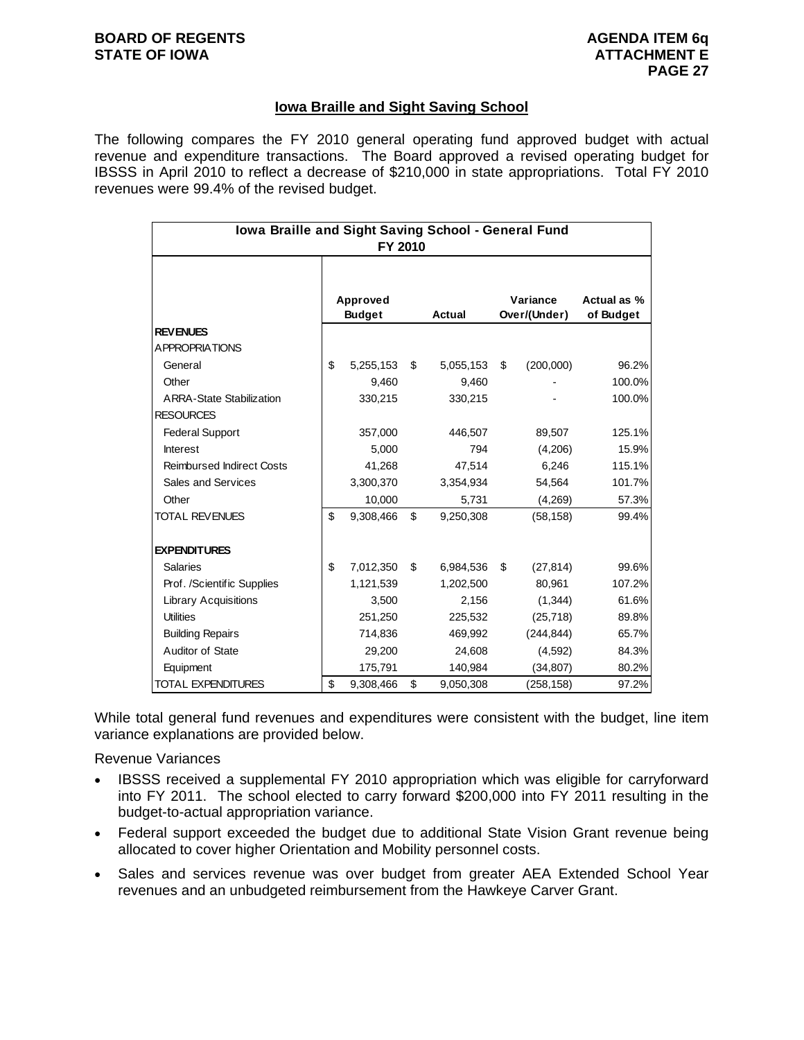## Iowa Braille and Sight Saving School

The following compares the FY 2010 general operating fund approved budget with actual revenue and expenditure transactions. The Board approved a revised operating budget for IBSSS in April 2010 to reflect a decrease of $210,000 in state appropriations. Total FY 2010 revenues were 99.4% of the revised budget.

| Iowa Braille and Sight Saving School - General Fund FY 2010 | | | | |
|---|---|---|---|---|
| | Approved Budget | Actual | Variance Over/(Under) | Actual as % of Budget |
| **REVENUES** | | | | |
| APPROPRIATIONS | | | | |
| General | $ 5,255,153 | $ 5,055,153 | $ (200,000) | 96.2% |
| Other | 9,460 | 9,460 | - | 100.0% |
| ARRA-State Stabilization | 330,215 | 330,215 | - | 100.0% |
| RESOURCES | | | | |
| Federal Support | 357,000 | 446,507 | 89,507 | 125.1% |
| Interest | 5,000 | 794 | (4,206) | 15.9% |
| Reimbursed Indirect Costs | 41,268 | 47,514 | 6,246 | 115.1% |
| Sales and Services | 3,300,370 | 3,354,934 | 54,564 | 101.7% |
| Other | 10,000 | 5,731 | (4,269) | 57.3% |
| TOTAL REVENUES | $ 9,308,466 | $ 9,250,308 | (58,158) | 99.4% |
| **EXPENDITURES** | | | | |
| Salaries | $ 7,012,350 | $ 6,984,536 | $ (27,814) | 99.6% |
| Prof. /Scientific Supplies | 1,121,539 | 1,202,500 | 80,961 | 107.2% |
| Library Acquisitions | 3,500 | 2,156 | (1,344) | 61.6% |
| Utilities | 251,250 | 225,532 | (25,718) | 89.8% |
| Building Repairs | 714,836 | 469,992 | (244,844) | 65.7% |
| Auditor of State | 29,200 | 24,608 | (4,592) | 84.3% |
| Equipment | 175,791 | 140,984 | (34,807) | 80.2% |
| TOTAL EXPENDITURES | $ 9,308,466 | $ 9,050,308 | (258,158) | 97.2% |

While total general fund revenues and expenditures were consistent with the budget, line item variance explanations are provided below.

Revenue Variances

- IBSSS received a supplemental FY 2010 appropriation which was eligible for carryforward into FY 2011. The school elected to carry forward $200,000 into FY 2011 resulting in the budget-to-actual appropriation variance.
- Federal support exceeded the budget due to additional State Vision Grant revenue being allocated to cover higher Orientation and Mobility personnel costs.
- Sales and services revenue was over budget from greater AEA Extended School Year revenues and an unbudgeted reimbursement from the Hawkeye Carver Grant.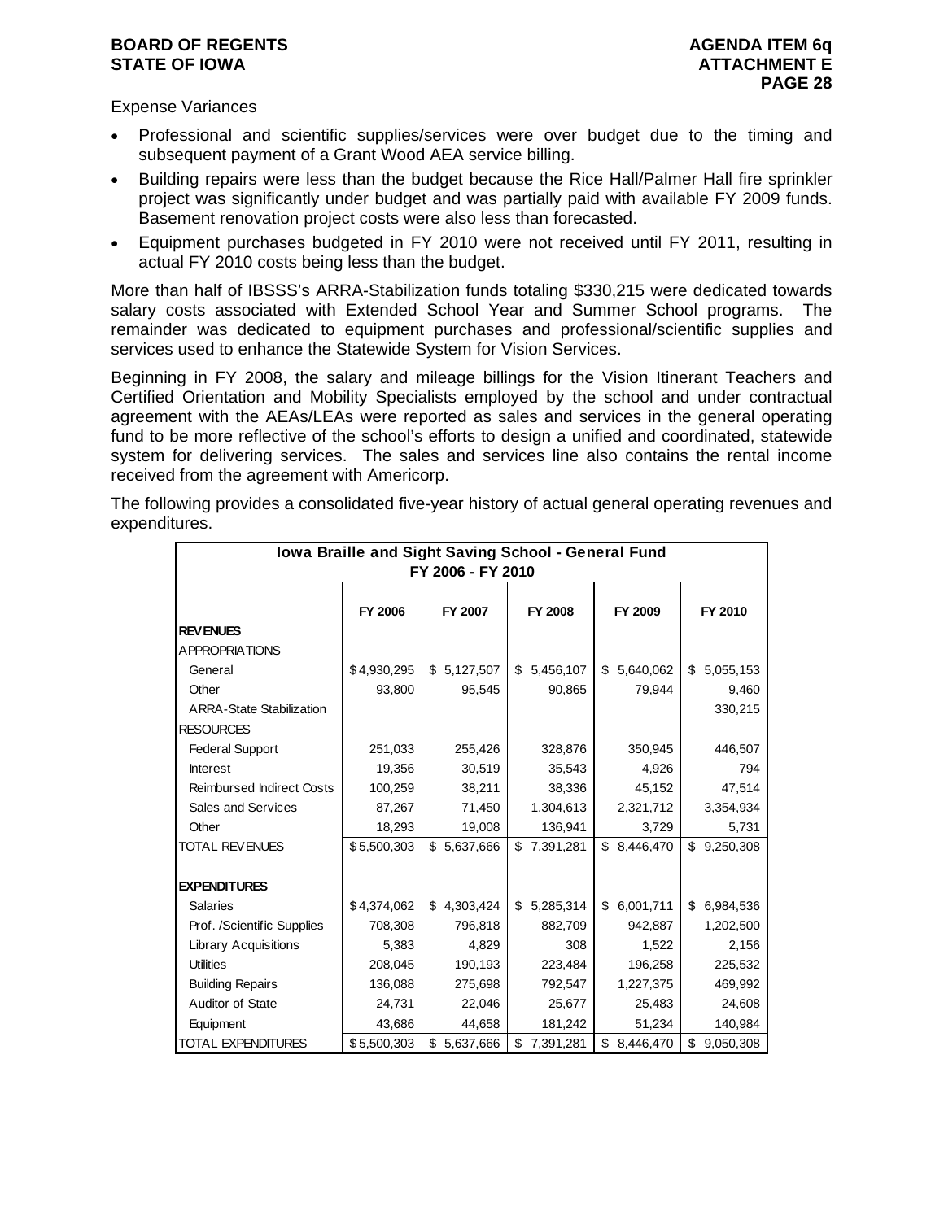Expense Variances

- Professional and scientific supplies/services were over budget due to the timing and subsequent payment of a Grant Wood AEA service billing.
- Building repairs were less than the budget because the Rice Hall/Palmer Hall fire sprinkler project was significantly under budget and was partially paid with available FY 2009 funds. Basement renovation project costs were also less than forecasted.
- Equipment purchases budgeted in FY 2010 were not received until FY 2011, resulting in actual FY 2010 costs being less than the budget.

More than half of IBSSS's ARRA-Stabilization funds totaling $330,215 were dedicated towards salary costs associated with Extended School Year and Summer School programs. The remainder was dedicated to equipment purchases and professional/scientific supplies and services used to enhance the Statewide System for Vision Services.

Beginning in FY 2008, the salary and mileage billings for the Vision Itinerant Teachers and Certified Orientation and Mobility Specialists employed by the school and under contractual agreement with the AEAs/LEAs were reported as sales and services in the general operating fund to be more reflective of the school's efforts to design a unified and coordinated, statewide system for delivering services. The sales and services line also contains the rental income received from the agreement with Americorp.

The following provides a consolidated five-year history of actual general operating revenues and expenditures.

| Iowa Braille and Sight Saving School - General Fund FY 2006 - FY 2010 | | | | | |
|---|---|---|---|---|---|
| | FY 2006 | FY 2007 | FY 2008 | FY 2009 | FY 2010 |
| **REVENUES** | | | | | |
| APPROPRIATIONS | | | | | |
| General | $4,930,295 | $ 5,127,507 | $ 5,456,107 | $ 5,640,062 | $ 5,055,153 |
| Other | 93,800 | 95,545 | 90,865 | 79,944 | 9,460 |
| ARRA-State Stabilization | | | | | 330,215 |
| RESOURCES | | | | | |
| Federal Support | 251,033 | 255,426 | 328,876 | 350,945 | 446,507 |
| Interest | 19,356 | 30,519 | 35,543 | 4,926 | 794 |
| Reimbursed Indirect Costs | 100,259 | 38,211 | 38,336 | 45,152 | 47,514 |
| Sales and Services | 87,267 | 71,450 | 1,304,613 | 2,321,712 | 3,354,934 |
| Other | 18,293 | 19,008 | 136,941 | 3,729 | 5,731 |
| TOTAL REVENUES | $5,500,303 | $ 5,637,666 | $ 7,391,281 | $ 8,446,470 | $ 9,250,308 |
| | | | | | |
| **EXPENDITURES** | | | | | |
| Salaries | $4,374,062 | $ 4,303,424 | $ 5,285,314 | $ 6,001,711 | $ 6,984,536 |
| Prof. /Scientific Supplies | 708,308 | 796,818 | 882,709 | 942,887 | 1,202,500 |
| Library Acquisitions | 5,383 | 4,829 | 308 | 1,522 | 2,156 |
| Utilities | 208,045 | 190,193 | 223,484 | 196,258 | 225,532 |
| Building Repairs | 136,088 | 275,698 | 792,547 | 1,227,375 | 469,992 |
| Auditor of State | 24,731 | 22,046 | 25,677 | 25,483 | 24,608 |
| Equipment | 43,686 | 44,658 | 181,242 | 51,234 | 140,984 |
| TOTAL EXPENDITURES | $5,500,303 | $ 5,637,666 | $ 7,391,281 | $ 8,446,470 | $ 9,050,308 |